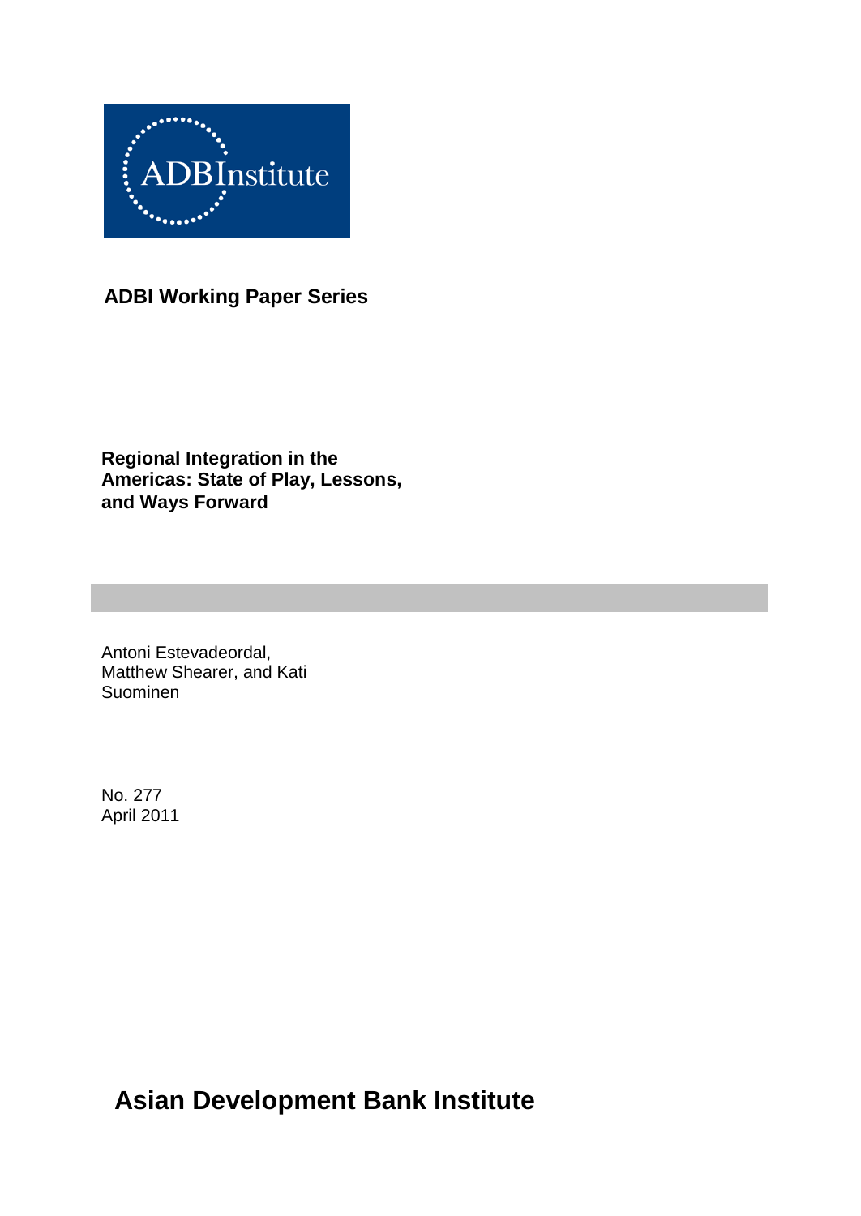ADBInstitute

**ADBI Working Paper Series**

# Regional Integration in the Americas: State of Play, Lessons, and Ways Forward

Antoni Estevadeordal, Matthew Shearer, and Kati Suominen

No. 277
April 2011

**Asian Development Bank Institute**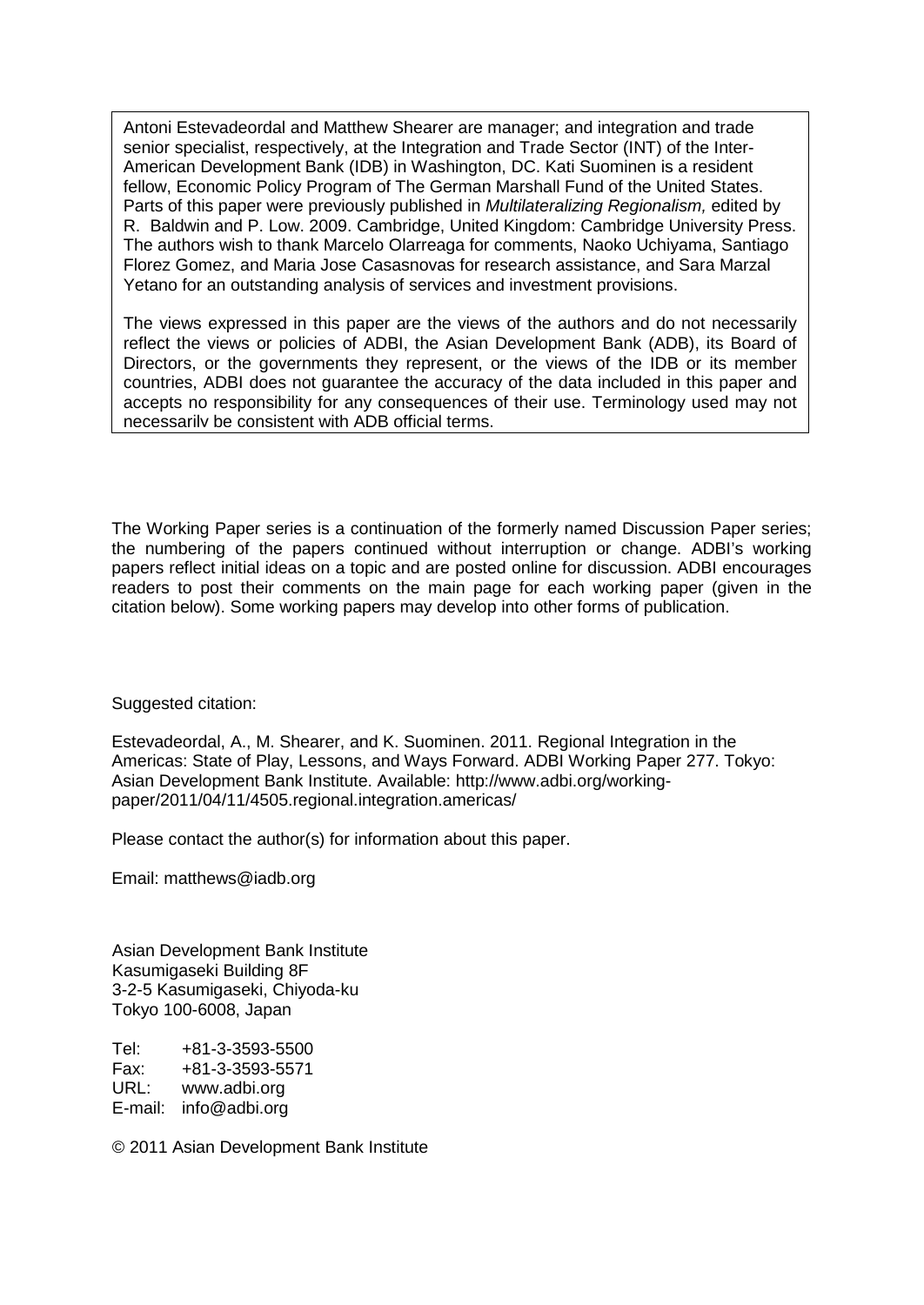Antoni Estevadeordal and Matthew Shearer are manager; and integration and trade senior specialist, respectively, at the Integration and Trade Sector (INT) of the Inter-American Development Bank (IDB) in Washington, DC. Kati Suominen is a resident fellow, Economic Policy Program of The German Marshall Fund of the United States. Parts of this paper were previously published in *Multilateralizing Regionalism,* edited by R. Baldwin and P. Low. 2009. Cambridge, United Kingdom: Cambridge University Press. The authors wish to thank Marcelo Olarreaga for comments, Naoko Uchiyama, Santiago Florez Gomez, and Maria Jose Casasnovas for research assistance, and Sara Marzal Yetano for an outstanding analysis of services and investment provisions.

The views expressed in this paper are the views of the authors and do not necessarily reflect the views or policies of ADBI, the Asian Development Bank (ADB), its Board of Directors, or the governments they represent, or the views of the IDB or its member countries, ADBI does not guarantee the accuracy of the data included in this paper and accepts no responsibility for any consequences of their use. Terminology used may not necessarily be consistent with ADB official terms.

The Working Paper series is a continuation of the formerly named Discussion Paper series; the numbering of the papers continued without interruption or change. ADBI's working papers reflect initial ideas on a topic and are posted online for discussion. ADBI encourages readers to post their comments on the main page for each working paper (given in the citation below). Some working papers may develop into other forms of publication.

Suggested citation:

Estevadeordal, A., M. Shearer, and K. Suominen. 2011. Regional Integration in the Americas: State of Play, Lessons, and Ways Forward. ADBI Working Paper 277. Tokyo: Asian Development Bank Institute. Available: http://www.adbi.org/working-paper/2011/04/11/4505.regional.integration.americas/

Please contact the author(s) for information about this paper.

Email: matthews@iadb.org

Asian Development Bank Institute
Kasumigaseki Building 8F
3-2-5 Kasumigaseki, Chiyoda-ku
Tokyo 100-6008, Japan

Tel: +81-3-3593-5500
Fax: +81-3-3593-5571
URL: www.adbi.org
E-mail: info@adbi.org

© 2011 Asian Development Bank Institute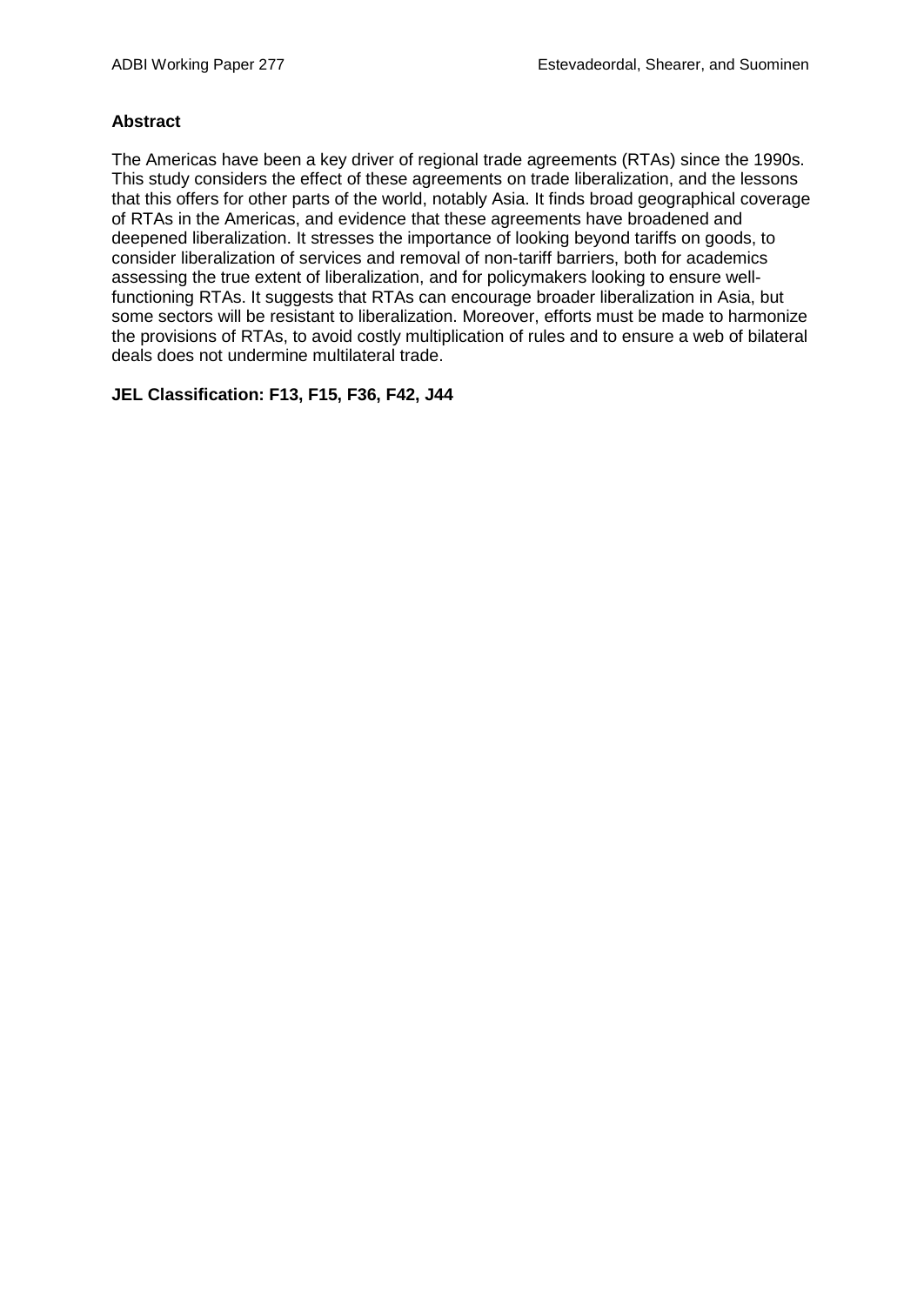**Abstract**

The Americas have been a key driver of regional trade agreements (RTAs) since the 1990s. This study considers the effect of these agreements on trade liberalization, and the lessons that this offers for other parts of the world, notably Asia. It finds broad geographical coverage of RTAs in the Americas, and evidence that these agreements have broadened and deepened liberalization. It stresses the importance of looking beyond tariffs on goods, to consider liberalization of services and removal of non-tariff barriers, both for academics assessing the true extent of liberalization, and for policymakers looking to ensure well-functioning RTAs. It suggests that RTAs can encourage broader liberalization in Asia, but some sectors will be resistant to liberalization. Moreover, efforts must be made to harmonize the provisions of RTAs, to avoid costly multiplication of rules and to ensure a web of bilateral deals does not undermine multilateral trade.

**JEL Classification: F13, F15, F36, F42, J44**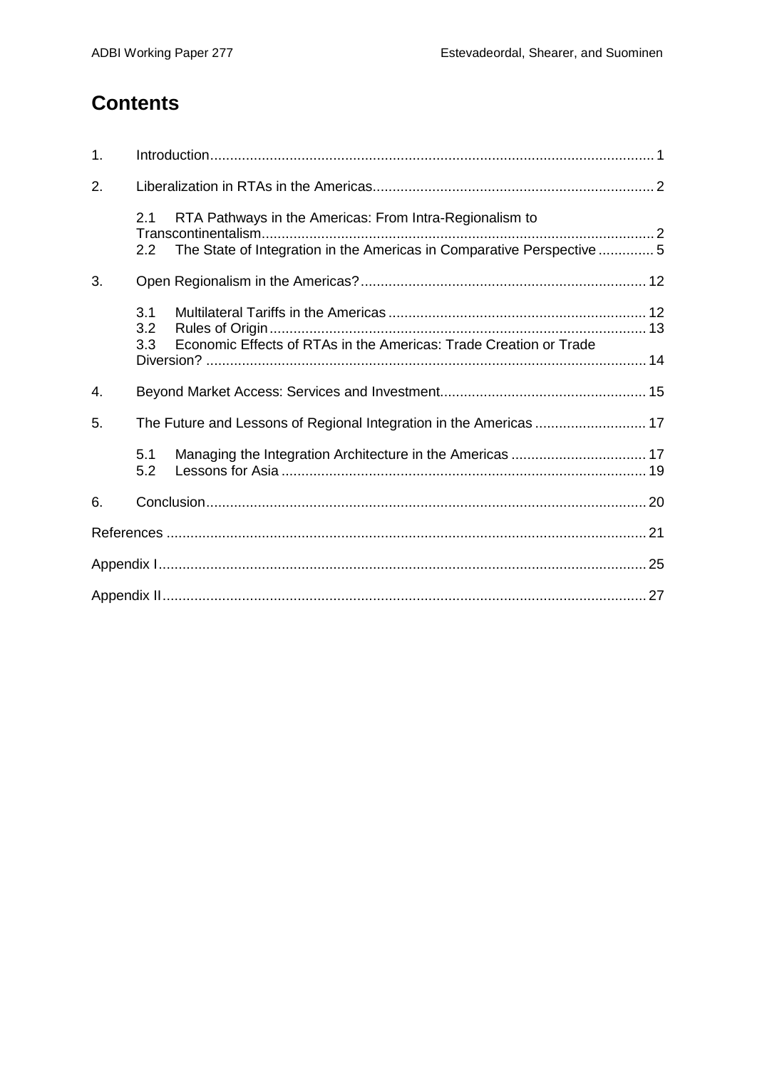# Contents

1. Introduction ........ 1
2. Liberalization in RTAs in the Americas ........ 2
   - 2.1 RTA Pathways in the Americas: From Intra-Regionalism to Transcontinentalism ........ 2
   - 2.2 The State of Integration in the Americas in Comparative Perspective ........ 5
3. Open Regionalism in the Americas? ........ 12
   - 3.1 Multilateral Tariffs in the Americas ........ 12
   - 3.2 Rules of Origin ........ 13
   - 3.3 Economic Effects of RTAs in the Americas: Trade Creation or Trade Diversion? ........ 14
4. Beyond Market Access: Services and Investment ........ 15
5. The Future and Lessons of Regional Integration in the Americas ........ 17
   - 5.1 Managing the Integration Architecture in the Americas ........ 17
   - 5.2 Lessons for Asia ........ 19
6. Conclusion ........ 20

References ........ 21

Appendix I ........ 25

Appendix II ........ 27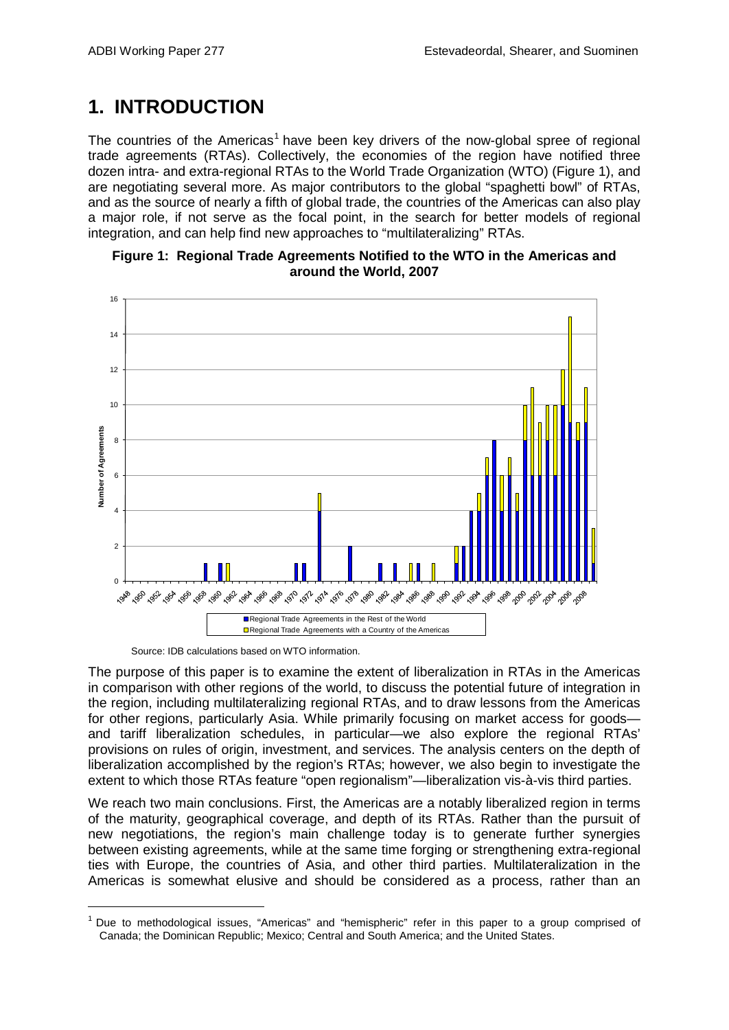# 1. INTRODUCTION

The countries of the Americas[1] have been key drivers of the now-global spree of regional trade agreements (RTAs). Collectively, the economies of the region have notified three dozen intra- and extra-regional RTAs to the World Trade Organization (WTO) (Figure 1), and are negotiating several more. As major contributors to the global "spaghetti bowl" of RTAs, and as the source of nearly a fifth of global trade, the countries of the Americas can also play a major role, if not serve as the focal point, in the search for better models of regional integration, and can help find new approaches to "multilateralizing" RTAs.

**Figure 1: Regional Trade Agreements Notified to the WTO in the Americas and around the World, 2007**

Source: IDB calculations based on WTO information.

The purpose of this paper is to examine the extent of liberalization in RTAs in the Americas in comparison with other regions of the world, to discuss the potential future of integration in the region, including multilateralizing regional RTAs, and to draw lessons from the Americas for other regions, particularly Asia. While primarily focusing on market access for goods—and tariff liberalization schedules, in particular—we also explore the regional RTAs' provisions on rules of origin, investment, and services. The analysis centers on the depth of liberalization accomplished by the region's RTAs; however, we also begin to investigate the extent to which those RTAs feature "open regionalism"—liberalization vis-à-vis third parties.

We reach two main conclusions. First, the Americas are a notably liberalized region in terms of the maturity, geographical coverage, and depth of its RTAs. Rather than the pursuit of new negotiations, the region's main challenge today is to generate further synergies between existing agreements, while at the same time forging or strengthening extra-regional ties with Europe, the countries of Asia, and other third parties. Multilateralization in the Americas is somewhat elusive and should be considered as a process, rather than an

[1] Due to methodological issues, "Americas" and "hemispheric" refer in this paper to a group comprised of Canada; the Dominican Republic; Mexico; Central and South America; and the United States.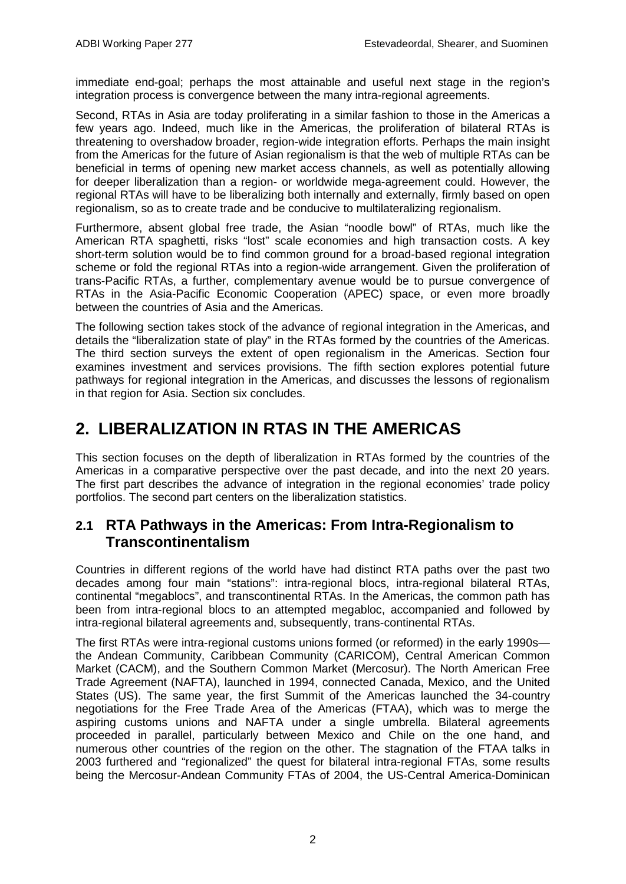immediate end-goal; perhaps the most attainable and useful next stage in the region's integration process is convergence between the many intra-regional agreements.

Second, RTAs in Asia are today proliferating in a similar fashion to those in the Americas a few years ago. Indeed, much like in the Americas, the proliferation of bilateral RTAs is threatening to overshadow broader, region-wide integration efforts. Perhaps the main insight from the Americas for the future of Asian regionalism is that the web of multiple RTAs can be beneficial in terms of opening new market access channels, as well as potentially allowing for deeper liberalization than a region- or worldwide mega-agreement could. However, the regional RTAs will have to be liberalizing both internally and externally, firmly based on open regionalism, so as to create trade and be conducive to multilateralizing regionalism.

Furthermore, absent global free trade, the Asian "noodle bowl" of RTAs, much like the American RTA spaghetti, risks "lost" scale economies and high transaction costs. A key short-term solution would be to find common ground for a broad-based regional integration scheme or fold the regional RTAs into a region-wide arrangement. Given the proliferation of trans-Pacific RTAs, a further, complementary avenue would be to pursue convergence of RTAs in the Asia-Pacific Economic Cooperation (APEC) space, or even more broadly between the countries of Asia and the Americas.

The following section takes stock of the advance of regional integration in the Americas, and details the "liberalization state of play" in the RTAs formed by the countries of the Americas. The third section surveys the extent of open regionalism in the Americas. Section four examines investment and services provisions. The fifth section explores potential future pathways for regional integration in the Americas, and discusses the lessons of regionalism in that region for Asia. Section six concludes.

# 2. LIBERALIZATION IN RTAS IN THE AMERICAS

This section focuses on the depth of liberalization in RTAs formed by the countries of the Americas in a comparative perspective over the past decade, and into the next 20 years. The first part describes the advance of integration in the regional economies' trade policy portfolios. The second part centers on the liberalization statistics.

## 2.1 RTA Pathways in the Americas: From Intra-Regionalism to Transcontinentalism

Countries in different regions of the world have had distinct RTA paths over the past two decades among four main "stations": intra-regional blocs, intra-regional bilateral RTAs, continental "megablocs", and transcontinental RTAs. In the Americas, the common path has been from intra-regional blocs to an attempted megabloc, accompanied and followed by intra-regional bilateral agreements and, subsequently, trans-continental RTAs.

The first RTAs were intra-regional customs unions formed (or reformed) in the early 1990s—the Andean Community, Caribbean Community (CARICOM), Central American Common Market (CACM), and the Southern Common Market (Mercosur). The North American Free Trade Agreement (NAFTA), launched in 1994, connected Canada, Mexico, and the United States (US). The same year, the first Summit of the Americas launched the 34-country negotiations for the Free Trade Area of the Americas (FTAA), which was to merge the aspiring customs unions and NAFTA under a single umbrella. Bilateral agreements proceeded in parallel, particularly between Mexico and Chile on the one hand, and numerous other countries of the region on the other. The stagnation of the FTAA talks in 2003 furthered and "regionalized" the quest for bilateral intra-regional FTAs, some results being the Mercosur-Andean Community FTAs of 2004, the US-Central America-Dominican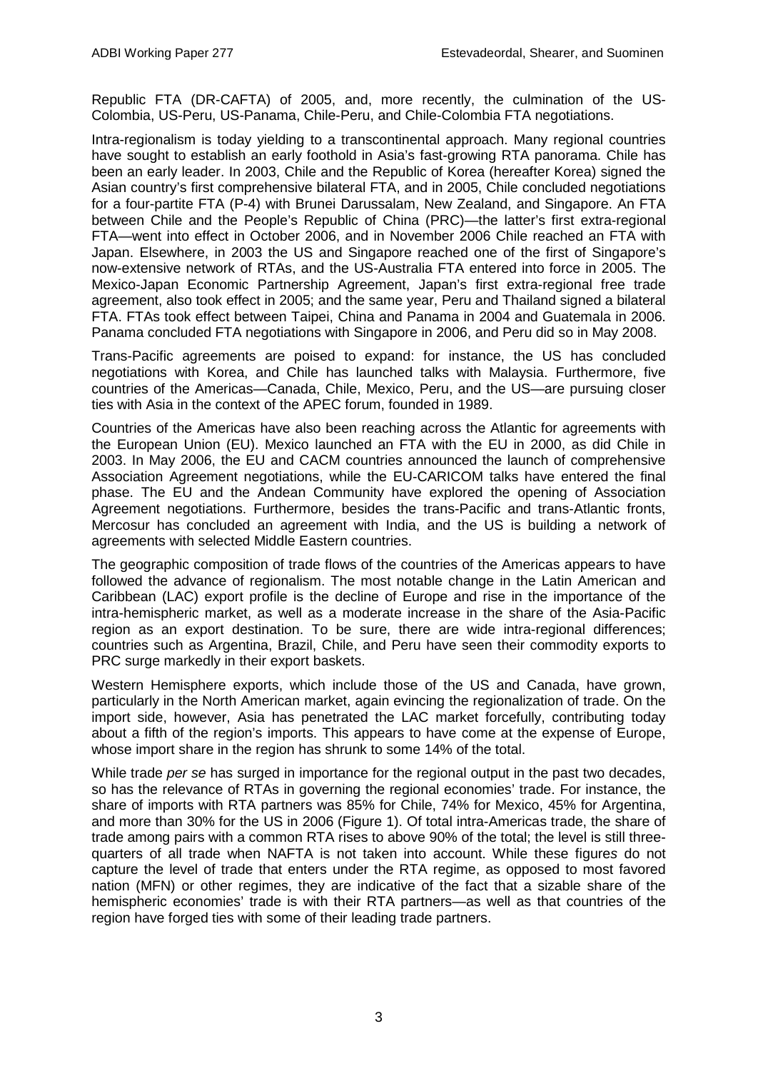Republic FTA (DR-CAFTA) of 2005, and, more recently, the culmination of the US-Colombia, US-Peru, US-Panama, Chile-Peru, and Chile-Colombia FTA negotiations.

Intra-regionalism is today yielding to a transcontinental approach. Many regional countries have sought to establish an early foothold in Asia's fast-growing RTA panorama. Chile has been an early leader. In 2003, Chile and the Republic of Korea (hereafter Korea) signed the Asian country's first comprehensive bilateral FTA, and in 2005, Chile concluded negotiations for a four-partite FTA (P-4) with Brunei Darussalam, New Zealand, and Singapore. An FTA between Chile and the People's Republic of China (PRC)—the latter's first extra-regional FTA—went into effect in October 2006, and in November 2006 Chile reached an FTA with Japan. Elsewhere, in 2003 the US and Singapore reached one of the first of Singapore's now-extensive network of RTAs, and the US-Australia FTA entered into force in 2005. The Mexico-Japan Economic Partnership Agreement, Japan's first extra-regional free trade agreement, also took effect in 2005; and the same year, Peru and Thailand signed a bilateral FTA. FTAs took effect between Taipei, China and Panama in 2004 and Guatemala in 2006. Panama concluded FTA negotiations with Singapore in 2006, and Peru did so in May 2008.

Trans-Pacific agreements are poised to expand: for instance, the US has concluded negotiations with Korea, and Chile has launched talks with Malaysia. Furthermore, five countries of the Americas—Canada, Chile, Mexico, Peru, and the US—are pursuing closer ties with Asia in the context of the APEC forum, founded in 1989.

Countries of the Americas have also been reaching across the Atlantic for agreements with the European Union (EU). Mexico launched an FTA with the EU in 2000, as did Chile in 2003. In May 2006, the EU and CACM countries announced the launch of comprehensive Association Agreement negotiations, while the EU-CARICOM talks have entered the final phase. The EU and the Andean Community have explored the opening of Association Agreement negotiations. Furthermore, besides the trans-Pacific and trans-Atlantic fronts, Mercosur has concluded an agreement with India, and the US is building a network of agreements with selected Middle Eastern countries.

The geographic composition of trade flows of the countries of the Americas appears to have followed the advance of regionalism. The most notable change in the Latin American and Caribbean (LAC) export profile is the decline of Europe and rise in the importance of the intra-hemispheric market, as well as a moderate increase in the share of the Asia-Pacific region as an export destination. To be sure, there are wide intra-regional differences; countries such as Argentina, Brazil, Chile, and Peru have seen their commodity exports to PRC surge markedly in their export baskets.

Western Hemisphere exports, which include those of the US and Canada, have grown, particularly in the North American market, again evincing the regionalization of trade. On the import side, however, Asia has penetrated the LAC market forcefully, contributing today about a fifth of the region's imports. This appears to have come at the expense of Europe, whose import share in the region has shrunk to some 14% of the total.

While trade *per se* has surged in importance for the regional output in the past two decades, so has the relevance of RTAs in governing the regional economies' trade. For instance, the share of imports with RTA partners was 85% for Chile, 74% for Mexico, 45% for Argentina, and more than 30% for the US in 2006 (Figure 1). Of total intra-Americas trade, the share of trade among pairs with a common RTA rises to above 90% of the total; the level is still three-quarters of all trade when NAFTA is not taken into account. While these figures do not capture the level of trade that enters under the RTA regime, as opposed to most favored nation (MFN) or other regimes, they are indicative of the fact that a sizable share of the hemispheric economies' trade is with their RTA partners—as well as that countries of the region have forged ties with some of their leading trade partners.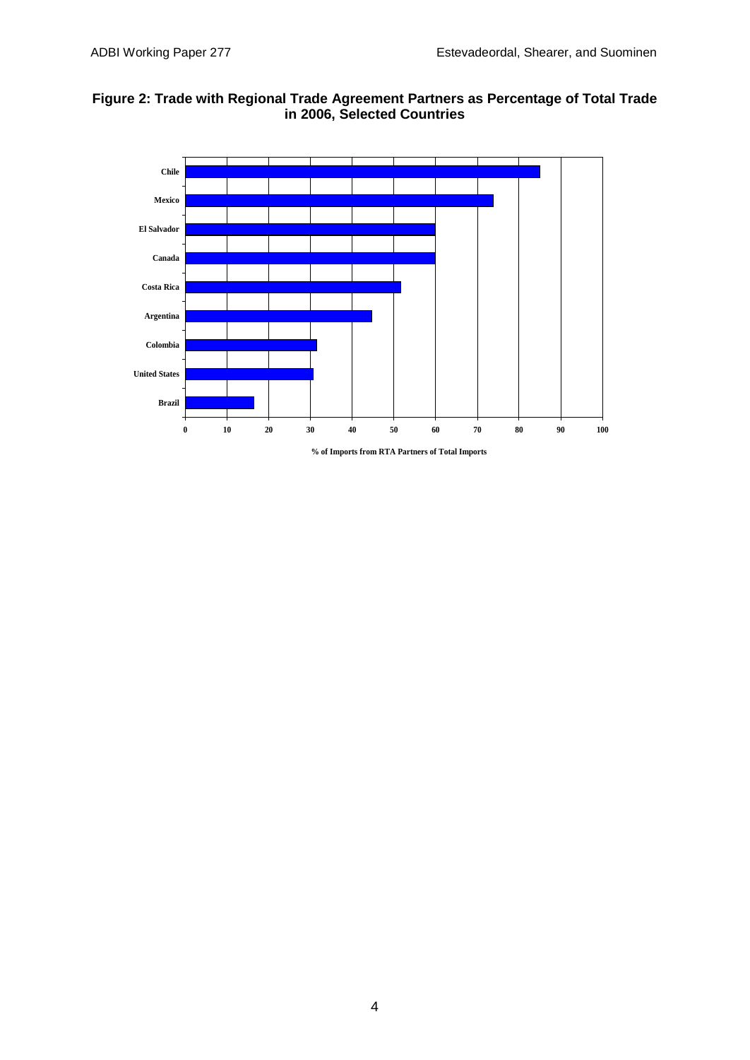**Figure 2: Trade with Regional Trade Agreement Partners as Percentage of Total Trade in 2006, Selected Countries**

| Country | % of Imports from RTA Partners of Total Imports |
|---|---|
| Chile | ~85 |
| Mexico | ~74 |
| El Salvador | ~60 |
| Canada | ~60 |
| Costa Rica | ~52 |
| Argentina | ~45 |
| Colombia | ~31 |
| United States | ~31 |
| Brazil | ~16 |

% of Imports from RTA Partners of Total Imports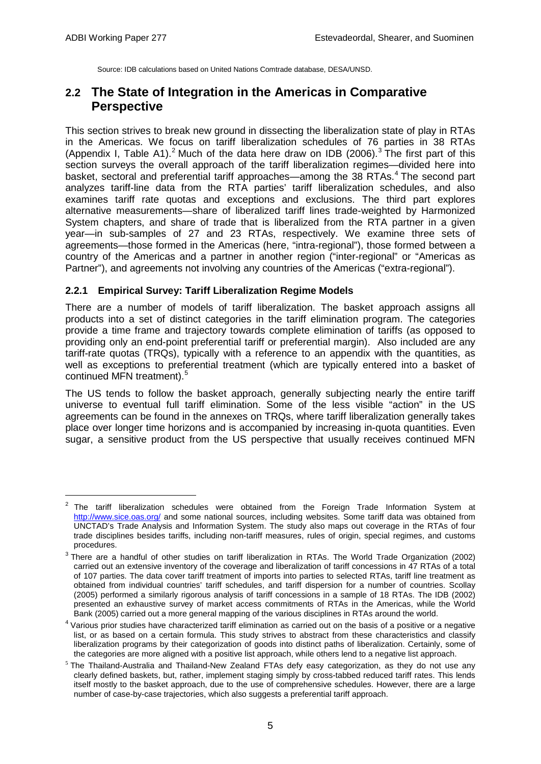Source: IDB calculations based on United Nations Comtrade database, DESA/UNSD.

## 2.2 The State of Integration in the Americas in Comparative Perspective

This section strives to break new ground in dissecting the liberalization state of play in RTAs in the Americas. We focus on tariff liberalization schedules of 76 parties in 38 RTAs (Appendix I, Table A1).[2] Much of the data here draw on IDB (2006).[3] The first part of this section surveys the overall approach of the tariff liberalization regimes—divided here into basket, sectoral and preferential tariff approaches—among the 38 RTAs.[4] The second part analyzes tariff-line data from the RTA parties' tariff liberalization schedules, and also examines tariff rate quotas and exceptions and exclusions. The third part explores alternative measurements—share of liberalized tariff lines trade-weighted by Harmonized System chapters, and share of trade that is liberalized from the RTA partner in a given year—in sub-samples of 27 and 23 RTAs, respectively. We examine three sets of agreements—those formed in the Americas (here, "intra-regional"), those formed between a country of the Americas and a partner in another region ("inter-regional" or "Americas as Partner"), and agreements not involving any countries of the Americas ("extra-regional").

### 2.2.1 Empirical Survey: Tariff Liberalization Regime Models

There are a number of models of tariff liberalization. The basket approach assigns all products into a set of distinct categories in the tariff elimination program. The categories provide a time frame and trajectory towards complete elimination of tariffs (as opposed to providing only an end-point preferential tariff or preferential margin). Also included are any tariff-rate quotas (TRQs), typically with a reference to an appendix with the quantities, as well as exceptions to preferential treatment (which are typically entered into a basket of continued MFN treatment).[5]

The US tends to follow the basket approach, generally subjecting nearly the entire tariff universe to eventual full tariff elimination. Some of the less visible "action" in the US agreements can be found in the annexes on TRQs, where tariff liberalization generally takes place over longer time horizons and is accompanied by increasing in-quota quantities. Even sugar, a sensitive product from the US perspective that usually receives continued MFN

---

[2] The tariff liberalization schedules were obtained from the Foreign Trade Information System at http://www.sice.oas.org/ and some national sources, including websites. Some tariff data was obtained from UNCTAD's Trade Analysis and Information System. The study also maps out coverage in the RTAs of four trade disciplines besides tariffs, including non-tariff measures, rules of origin, special regimes, and customs procedures.

[3] There are a handful of other studies on tariff liberalization in RTAs. The World Trade Organization (2002) carried out an extensive inventory of the coverage and liberalization of tariff concessions in 47 RTAs of a total of 107 parties. The data cover tariff treatment of imports into parties to selected RTAs, tariff line treatment as obtained from individual countries' tariff schedules, and tariff dispersion for a number of countries. Scollay (2005) performed a similarly rigorous analysis of tariff concessions in a sample of 18 RTAs. The IDB (2002) presented an exhaustive survey of market access commitments of RTAs in the Americas, while the World Bank (2005) carried out a more general mapping of the various disciplines in RTAs around the world.

[4] Various prior studies have characterized tariff elimination as carried out on the basis of a positive or a negative list, or as based on a certain formula. This study strives to abstract from these characteristics and classify liberalization programs by their categorization of goods into distinct paths of liberalization. Certainly, some of the categories are more aligned with a positive list approach, while others lend to a negative list approach.

[5] The Thailand-Australia and Thailand-New Zealand FTAs defy easy categorization, as they do not use any clearly defined baskets, but, rather, implement staging simply by cross-tabbed reduced tariff rates. This lends itself mostly to the basket approach, due to the use of comprehensive schedules. However, there are a large number of case-by-case trajectories, which also suggests a preferential tariff approach.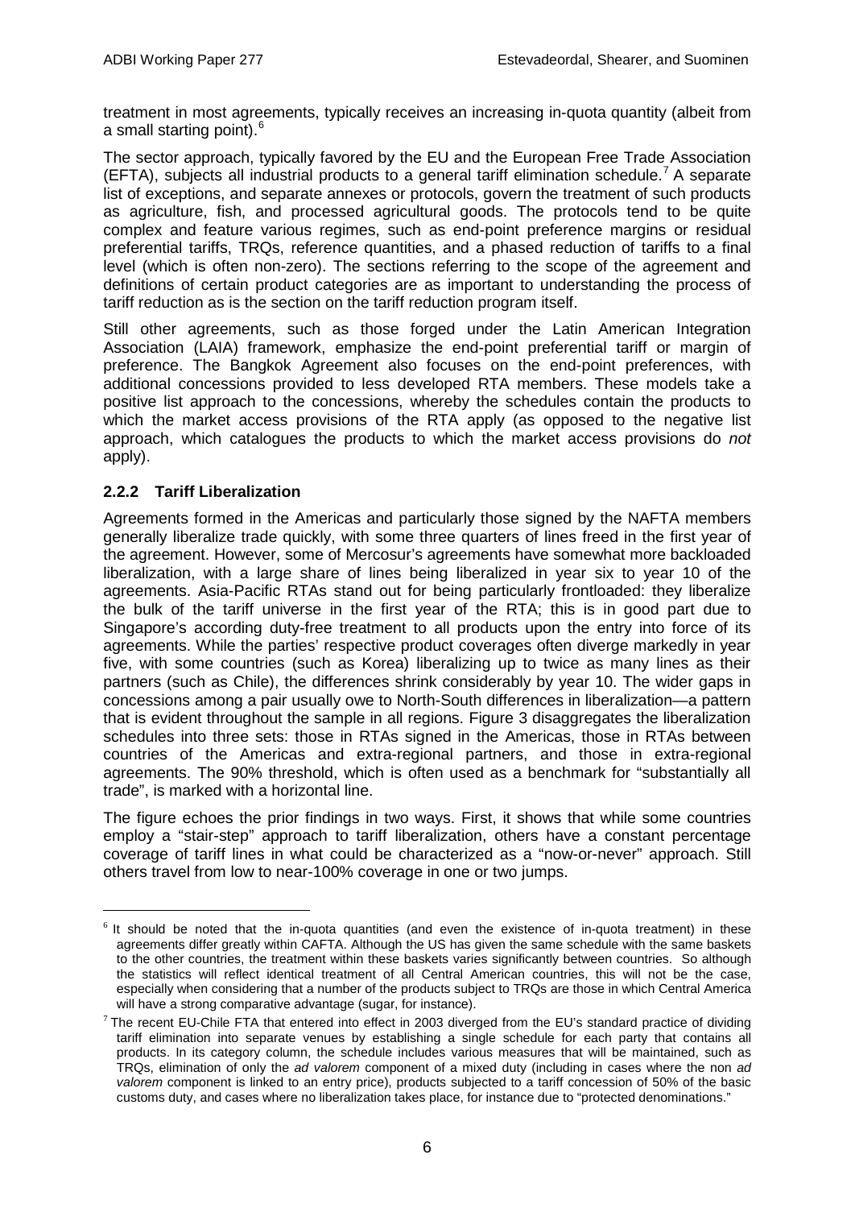treatment in most agreements, typically receives an increasing in-quota quantity (albeit from a small starting point).[6]

The sector approach, typically favored by the EU and the European Free Trade Association (EFTA), subjects all industrial products to a general tariff elimination schedule.[7] A separate list of exceptions, and separate annexes or protocols, govern the treatment of such products as agriculture, fish, and processed agricultural goods. The protocols tend to be quite complex and feature various regimes, such as end-point preference margins or residual preferential tariffs, TRQs, reference quantities, and a phased reduction of tariffs to a final level (which is often non-zero). The sections referring to the scope of the agreement and definitions of certain product categories are as important to understanding the process of tariff reduction as is the section on the tariff reduction program itself.

Still other agreements, such as those forged under the Latin American Integration Association (LAIA) framework, emphasize the end-point preferential tariff or margin of preference. The Bangkok Agreement also focuses on the end-point preferences, with additional concessions provided to less developed RTA members. These models take a positive list approach to the concessions, whereby the schedules contain the products to which the market access provisions of the RTA apply (as opposed to the negative list approach, which catalogues the products to which the market access provisions do *not* apply).

### 2.2.2 Tariff Liberalization

Agreements formed in the Americas and particularly those signed by the NAFTA members generally liberalize trade quickly, with some three quarters of lines freed in the first year of the agreement. However, some of Mercosur's agreements have somewhat more backloaded liberalization, with a large share of lines being liberalized in year six to year 10 of the agreements. Asia-Pacific RTAs stand out for being particularly frontloaded: they liberalize the bulk of the tariff universe in the first year of the RTA; this is in good part due to Singapore's according duty-free treatment to all products upon the entry into force of its agreements. While the parties' respective product coverages often diverge markedly in year five, with some countries (such as Korea) liberalizing up to twice as many lines as their partners (such as Chile), the differences shrink considerably by year 10. The wider gaps in concessions among a pair usually owe to North-South differences in liberalization—a pattern that is evident throughout the sample in all regions. Figure 3 disaggregates the liberalization schedules into three sets: those in RTAs signed in the Americas, those in RTAs between countries of the Americas and extra-regional partners, and those in extra-regional agreements. The 90% threshold, which is often used as a benchmark for "substantially all trade", is marked with a horizontal line.

The figure echoes the prior findings in two ways. First, it shows that while some countries employ a "stair-step" approach to tariff liberalization, others have a constant percentage coverage of tariff lines in what could be characterized as a "now-or-never" approach. Still others travel from low to near-100% coverage in one or two jumps.

---

[6] It should be noted that the in-quota quantities (and even the existence of in-quota treatment) in these agreements differ greatly within CAFTA. Although the US has given the same schedule with the same baskets to the other countries, the treatment within these baskets varies significantly between countries. So although the statistics will reflect identical treatment of all Central American countries, this will not be the case, especially when considering that a number of the products subject to TRQs are those in which Central America will have a strong comparative advantage (sugar, for instance).

[7] The recent EU-Chile FTA that entered into effect in 2003 diverged from the EU's standard practice of dividing tariff elimination into separate venues by establishing a single schedule for each party that contains all products. In its category column, the schedule includes various measures that will be maintained, such as TRQs, elimination of only the *ad valorem* component of a mixed duty (including in cases where the non *ad valorem* component is linked to an entry price), products subjected to a tariff concession of 50% of the basic customs duty, and cases where no liberalization takes place, for instance due to "protected denominations."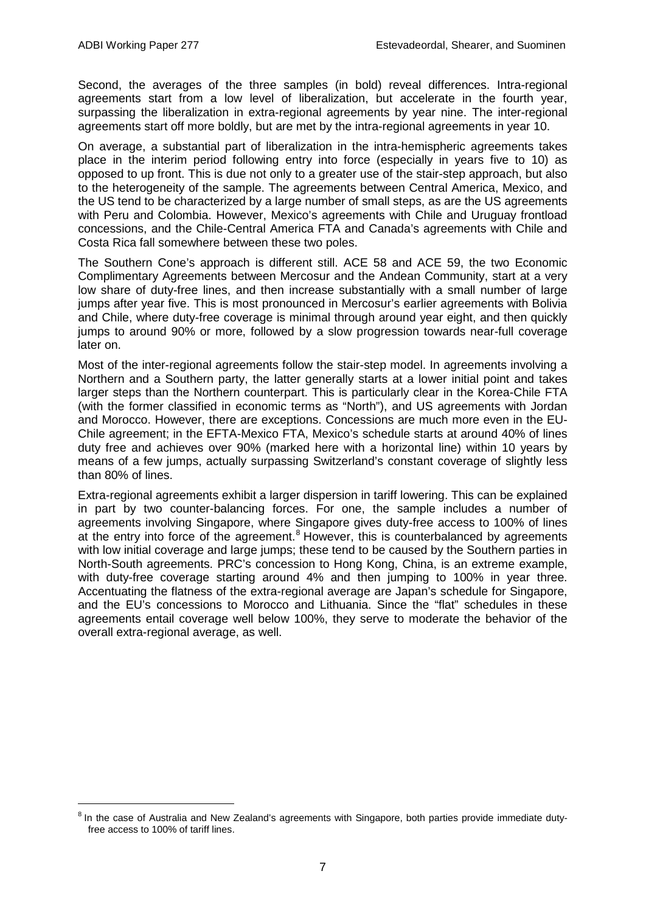Second, the averages of the three samples (in bold) reveal differences. Intra-regional agreements start from a low level of liberalization, but accelerate in the fourth year, surpassing the liberalization in extra-regional agreements by year nine. The inter-regional agreements start off more boldly, but are met by the intra-regional agreements in year 10.

On average, a substantial part of liberalization in the intra-hemispheric agreements takes place in the interim period following entry into force (especially in years five to 10) as opposed to up front. This is due not only to a greater use of the stair-step approach, but also to the heterogeneity of the sample. The agreements between Central America, Mexico, and the US tend to be characterized by a large number of small steps, as are the US agreements with Peru and Colombia. However, Mexico's agreements with Chile and Uruguay frontload concessions, and the Chile-Central America FTA and Canada's agreements with Chile and Costa Rica fall somewhere between these two poles.

The Southern Cone's approach is different still. ACE 58 and ACE 59, the two Economic Complimentary Agreements between Mercosur and the Andean Community, start at a very low share of duty-free lines, and then increase substantially with a small number of large jumps after year five. This is most pronounced in Mercosur's earlier agreements with Bolivia and Chile, where duty-free coverage is minimal through around year eight, and then quickly jumps to around 90% or more, followed by a slow progression towards near-full coverage later on.

Most of the inter-regional agreements follow the stair-step model. In agreements involving a Northern and a Southern party, the latter generally starts at a lower initial point and takes larger steps than the Northern counterpart. This is particularly clear in the Korea-Chile FTA (with the former classified in economic terms as "North"), and US agreements with Jordan and Morocco. However, there are exceptions. Concessions are much more even in the EU-Chile agreement; in the EFTA-Mexico FTA, Mexico's schedule starts at around 40% of lines duty free and achieves over 90% (marked here with a horizontal line) within 10 years by means of a few jumps, actually surpassing Switzerland's constant coverage of slightly less than 80% of lines.

Extra-regional agreements exhibit a larger dispersion in tariff lowering. This can be explained in part by two counter-balancing forces. For one, the sample includes a number of agreements involving Singapore, where Singapore gives duty-free access to 100% of lines at the entry into force of the agreement.[8] However, this is counterbalanced by agreements with low initial coverage and large jumps; these tend to be caused by the Southern parties in North-South agreements. PRC's concession to Hong Kong, China, is an extreme example, with duty-free coverage starting around 4% and then jumping to 100% in year three. Accentuating the flatness of the extra-regional average are Japan's schedule for Singapore, and the EU's concessions to Morocco and Lithuania. Since the "flat" schedules in these agreements entail coverage well below 100%, they serve to moderate the behavior of the overall extra-regional average, as well.

---

[8] In the case of Australia and New Zealand's agreements with Singapore, both parties provide immediate duty-free access to 100% of tariff lines.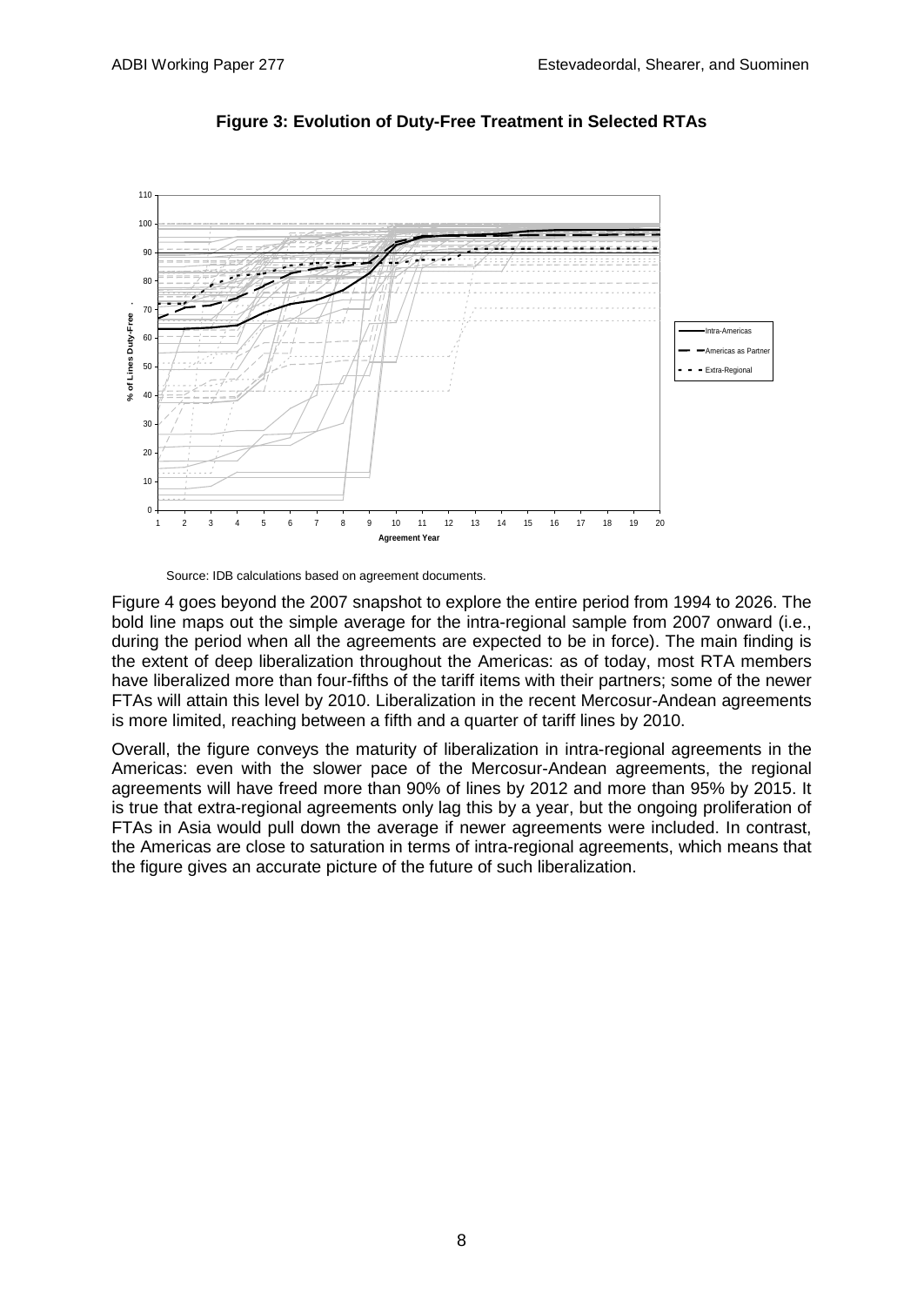**Figure 3: Evolution of Duty-Free Treatment in Selected RTAs**

Source: IDB calculations based on agreement documents.

Figure 4 goes beyond the 2007 snapshot to explore the entire period from 1994 to 2026. The bold line maps out the simple average for the intra-regional sample from 2007 onward (i.e., during the period when all the agreements are expected to be in force). The main finding is the extent of deep liberalization throughout the Americas: as of today, most RTA members have liberalized more than four-fifths of the tariff items with their partners; some of the newer FTAs will attain this level by 2010. Liberalization in the recent Mercosur-Andean agreements is more limited, reaching between a fifth and a quarter of tariff lines by 2010.

Overall, the figure conveys the maturity of liberalization in intra-regional agreements in the Americas: even with the slower pace of the Mercosur-Andean agreements, the regional agreements will have freed more than 90% of lines by 2012 and more than 95% by 2015. It is true that extra-regional agreements only lag this by a year, but the ongoing proliferation of FTAs in Asia would pull down the average if newer agreements were included. In contrast, the Americas are close to saturation in terms of intra-regional agreements, which means that the figure gives an accurate picture of the future of such liberalization.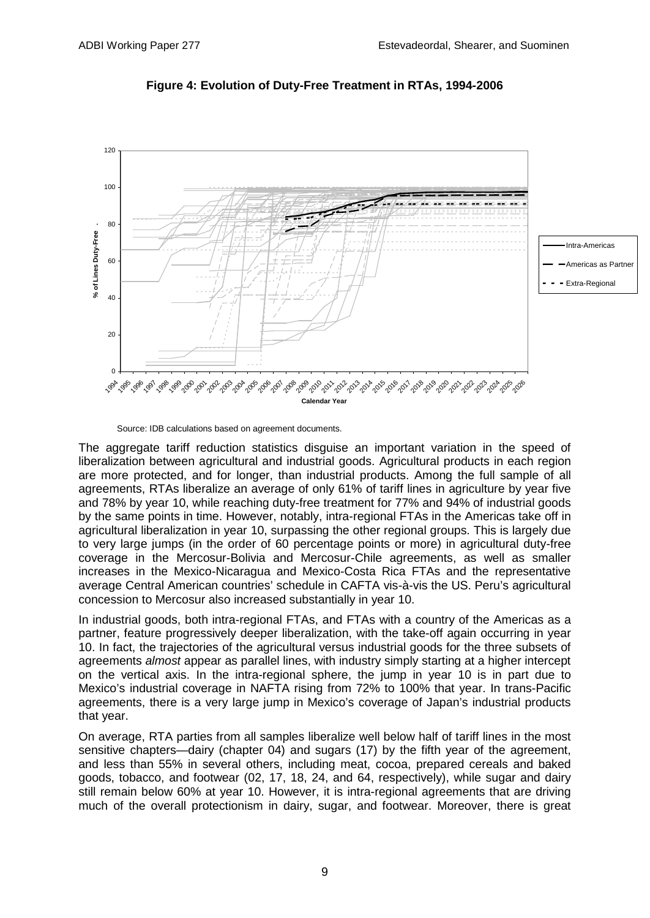**Figure 4: Evolution of Duty-Free Treatment in RTAs, 1994-2006**

Source: IDB calculations based on agreement documents.

The aggregate tariff reduction statistics disguise an important variation in the speed of liberalization between agricultural and industrial goods. Agricultural products in each region are more protected, and for longer, than industrial products. Among the full sample of all agreements, RTAs liberalize an average of only 61% of tariff lines in agriculture by year five and 78% by year 10, while reaching duty-free treatment for 77% and 94% of industrial goods by the same points in time. However, notably, intra-regional FTAs in the Americas take off in agricultural liberalization in year 10, surpassing the other regional groups. This is largely due to very large jumps (in the order of 60 percentage points or more) in agricultural duty-free coverage in the Mercosur-Bolivia and Mercosur-Chile agreements, as well as smaller increases in the Mexico-Nicaragua and Mexico-Costa Rica FTAs and the representative average Central American countries' schedule in CAFTA vis-à-vis the US. Peru's agricultural concession to Mercosur also increased substantially in year 10.

In industrial goods, both intra-regional FTAs, and FTAs with a country of the Americas as a partner, feature progressively deeper liberalization, with the take-off again occurring in year 10. In fact, the trajectories of the agricultural versus industrial goods for the three subsets of agreements *almost* appear as parallel lines, with industry simply starting at a higher intercept on the vertical axis. In the intra-regional sphere, the jump in year 10 is in part due to Mexico's industrial coverage in NAFTA rising from 72% to 100% that year. In trans-Pacific agreements, there is a very large jump in Mexico's coverage of Japan's industrial products that year.

On average, RTA parties from all samples liberalize well below half of tariff lines in the most sensitive chapters—dairy (chapter 04) and sugars (17) by the fifth year of the agreement, and less than 55% in several others, including meat, cocoa, prepared cereals and baked goods, tobacco, and footwear (02, 17, 18, 24, and 64, respectively), while sugar and dairy still remain below 60% at year 10. However, it is intra-regional agreements that are driving much of the overall protectionism in dairy, sugar, and footwear. Moreover, there is great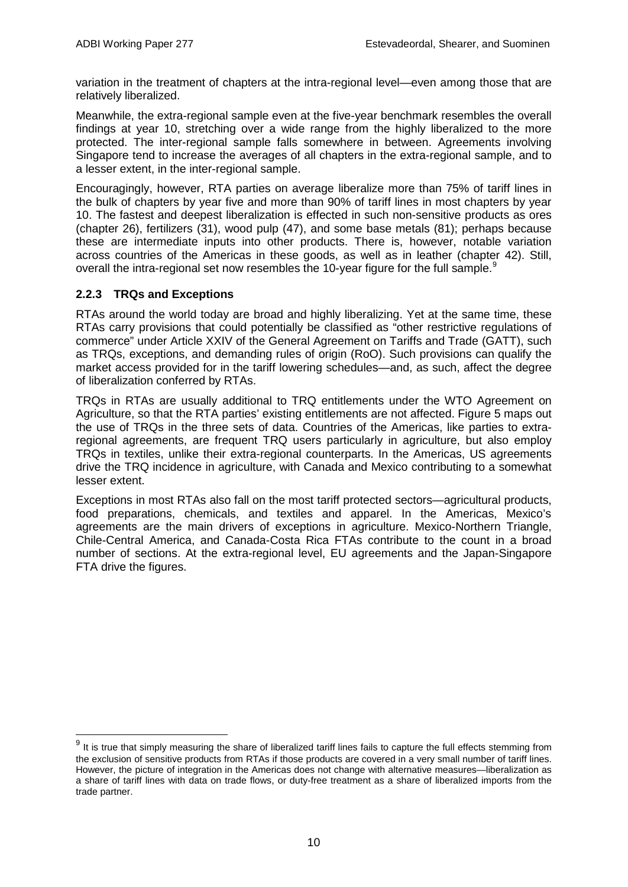variation in the treatment of chapters at the intra-regional level—even among those that are relatively liberalized.

Meanwhile, the extra-regional sample even at the five-year benchmark resembles the overall findings at year 10, stretching over a wide range from the highly liberalized to the more protected. The inter-regional sample falls somewhere in between. Agreements involving Singapore tend to increase the averages of all chapters in the extra-regional sample, and to a lesser extent, in the inter-regional sample.

Encouragingly, however, RTA parties on average liberalize more than 75% of tariff lines in the bulk of chapters by year five and more than 90% of tariff lines in most chapters by year 10. The fastest and deepest liberalization is effected in such non-sensitive products as ores (chapter 26), fertilizers (31), wood pulp (47), and some base metals (81); perhaps because these are intermediate inputs into other products. There is, however, notable variation across countries of the Americas in these goods, as well as in leather (chapter 42). Still, overall the intra-regional set now resembles the 10-year figure for the full sample.[9]

### 2.2.3 TRQs and Exceptions

RTAs around the world today are broad and highly liberalizing. Yet at the same time, these RTAs carry provisions that could potentially be classified as "other restrictive regulations of commerce" under Article XXIV of the General Agreement on Tariffs and Trade (GATT), such as TRQs, exceptions, and demanding rules of origin (RoO). Such provisions can qualify the market access provided for in the tariff lowering schedules—and, as such, affect the degree of liberalization conferred by RTAs.

TRQs in RTAs are usually additional to TRQ entitlements under the WTO Agreement on Agriculture, so that the RTA parties' existing entitlements are not affected. Figure 5 maps out the use of TRQs in the three sets of data. Countries of the Americas, like parties to extra-regional agreements, are frequent TRQ users particularly in agriculture, but also employ TRQs in textiles, unlike their extra-regional counterparts. In the Americas, US agreements drive the TRQ incidence in agriculture, with Canada and Mexico contributing to a somewhat lesser extent.

Exceptions in most RTAs also fall on the most tariff protected sectors—agricultural products, food preparations, chemicals, and textiles and apparel. In the Americas, Mexico's agreements are the main drivers of exceptions in agriculture. Mexico-Northern Triangle, Chile-Central America, and Canada-Costa Rica FTAs contribute to the count in a broad number of sections. At the extra-regional level, EU agreements and the Japan-Singapore FTA drive the figures.

---

[9] It is true that simply measuring the share of liberalized tariff lines fails to capture the full effects stemming from the exclusion of sensitive products from RTAs if those products are covered in a very small number of tariff lines. However, the picture of integration in the Americas does not change with alternative measures—liberalization as a share of tariff lines with data on trade flows, or duty-free treatment as a share of liberalized imports from the trade partner.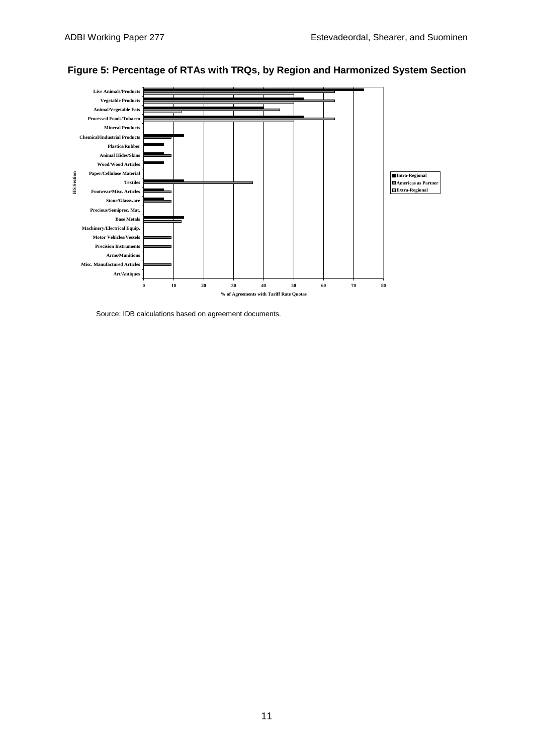**Figure 5: Percentage of RTAs with TRQs, by Region and Harmonized System Section**

Source: IDB calculations based on agreement documents.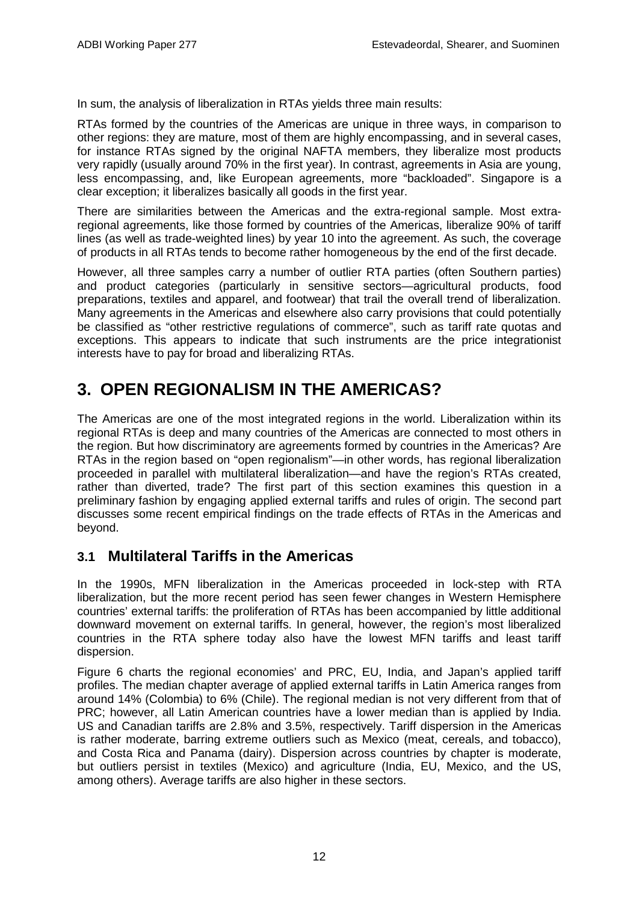In sum, the analysis of liberalization in RTAs yields three main results:

RTAs formed by the countries of the Americas are unique in three ways, in comparison to other regions: they are mature, most of them are highly encompassing, and in several cases, for instance RTAs signed by the original NAFTA members, they liberalize most products very rapidly (usually around 70% in the first year). In contrast, agreements in Asia are young, less encompassing, and, like European agreements, more "backloaded". Singapore is a clear exception; it liberalizes basically all goods in the first year.

There are similarities between the Americas and the extra-regional sample. Most extra-regional agreements, like those formed by countries of the Americas, liberalize 90% of tariff lines (as well as trade-weighted lines) by year 10 into the agreement. As such, the coverage of products in all RTAs tends to become rather homogeneous by the end of the first decade.

However, all three samples carry a number of outlier RTA parties (often Southern parties) and product categories (particularly in sensitive sectors—agricultural products, food preparations, textiles and apparel, and footwear) that trail the overall trend of liberalization. Many agreements in the Americas and elsewhere also carry provisions that could potentially be classified as "other restrictive regulations of commerce", such as tariff rate quotas and exceptions. This appears to indicate that such instruments are the price integrationist interests have to pay for broad and liberalizing RTAs.

# 3. OPEN REGIONALISM IN THE AMERICAS?

The Americas are one of the most integrated regions in the world. Liberalization within its regional RTAs is deep and many countries of the Americas are connected to most others in the region. But how discriminatory are agreements formed by countries in the Americas? Are RTAs in the region based on "open regionalism"—in other words, has regional liberalization proceeded in parallel with multilateral liberalization—and have the region's RTAs created, rather than diverted, trade? The first part of this section examines this question in a preliminary fashion by engaging applied external tariffs and rules of origin. The second part discusses some recent empirical findings on the trade effects of RTAs in the Americas and beyond.

## 3.1 Multilateral Tariffs in the Americas

In the 1990s, MFN liberalization in the Americas proceeded in lock-step with RTA liberalization, but the more recent period has seen fewer changes in Western Hemisphere countries' external tariffs: the proliferation of RTAs has been accompanied by little additional downward movement on external tariffs. In general, however, the region's most liberalized countries in the RTA sphere today also have the lowest MFN tariffs and least tariff dispersion.

Figure 6 charts the regional economies' and PRC, EU, India, and Japan's applied tariff profiles. The median chapter average of applied external tariffs in Latin America ranges from around 14% (Colombia) to 6% (Chile). The regional median is not very different from that of PRC; however, all Latin American countries have a lower median than is applied by India. US and Canadian tariffs are 2.8% and 3.5%, respectively. Tariff dispersion in the Americas is rather moderate, barring extreme outliers such as Mexico (meat, cereals, and tobacco), and Costa Rica and Panama (dairy). Dispersion across countries by chapter is moderate, but outliers persist in textiles (Mexico) and agriculture (India, EU, Mexico, and the US, among others). Average tariffs are also higher in these sectors.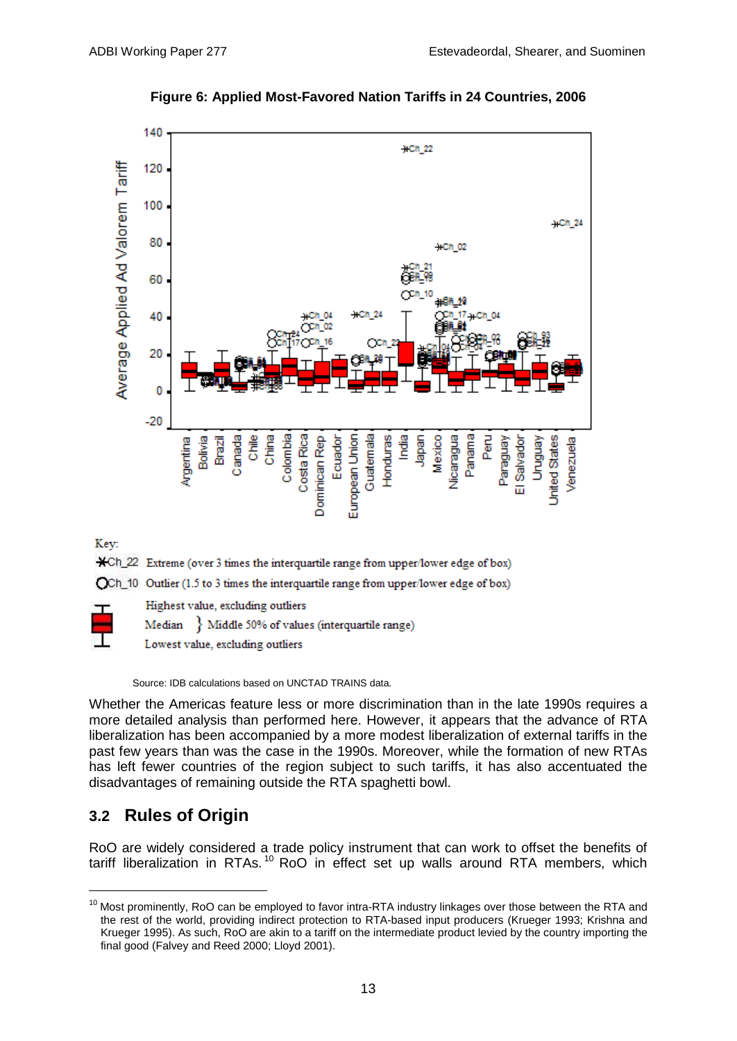**Figure 6: Applied Most-Favored Nation Tariffs in 24 Countries, 2006**

Key:

✱Ch_22 Extreme (over 3 times the interquartile range from upper/lower edge of box)

○Ch_10 Outlier (1.5 to 3 times the interquartile range from upper/lower edge of box)

Highest value, excluding outliers

Median } Middle 50% of values (interquartile range)

Lowest value, excluding outliers

Source: IDB calculations based on UNCTAD TRAINS data.

Whether the Americas feature less or more discrimination than in the late 1990s requires a more detailed analysis than performed here. However, it appears that the advance of RTA liberalization has been accompanied by a more modest liberalization of external tariffs in the past few years than was the case in the 1990s. Moreover, while the formation of new RTAs has left fewer countries of the region subject to such tariffs, it has also accentuated the disadvantages of remaining outside the RTA spaghetti bowl.

## 3.2 Rules of Origin

RoO are widely considered a trade policy instrument that can work to offset the benefits of tariff liberalization in RTAs.[10] RoO in effect set up walls around RTA members, which

[10] Most prominently, RoO can be employed to favor intra-RTA industry linkages over those between the RTA and the rest of the world, providing indirect protection to RTA-based input producers (Krueger 1993; Krishna and Krueger 1995). As such, RoO are akin to a tariff on the intermediate product levied by the country importing the final good (Falvey and Reed 2000; Lloyd 2001).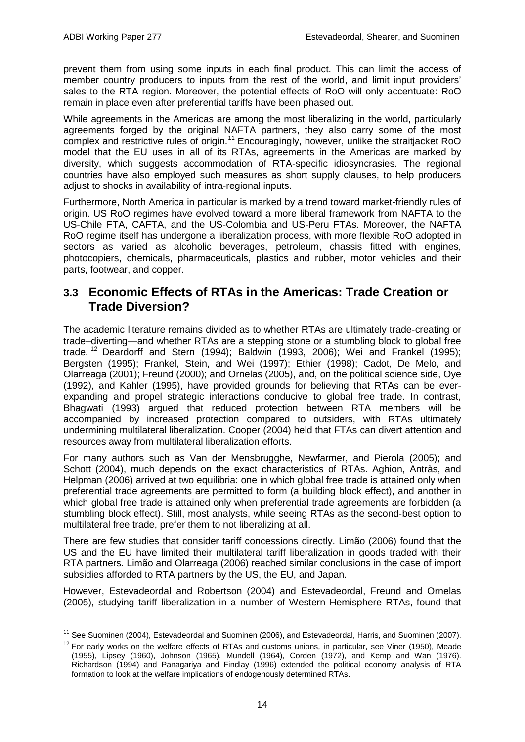prevent them from using some inputs in each final product. This can limit the access of member country producers to inputs from the rest of the world, and limit input providers' sales to the RTA region. Moreover, the potential effects of RoO will only accentuate: RoO remain in place even after preferential tariffs have been phased out.

While agreements in the Americas are among the most liberalizing in the world, particularly agreements forged by the original NAFTA partners, they also carry some of the most complex and restrictive rules of origin.[11] Encouragingly, however, unlike the straitjacket RoO model that the EU uses in all of its RTAs, agreements in the Americas are marked by diversity, which suggests accommodation of RTA-specific idiosyncrasies. The regional countries have also employed such measures as short supply clauses, to help producers adjust to shocks in availability of intra-regional inputs.

Furthermore, North America in particular is marked by a trend toward market-friendly rules of origin. US RoO regimes have evolved toward a more liberal framework from NAFTA to the US-Chile FTA, CAFTA, and the US-Colombia and US-Peru FTAs. Moreover, the NAFTA RoO regime itself has undergone a liberalization process, with more flexible RoO adopted in sectors as varied as alcoholic beverages, petroleum, chassis fitted with engines, photocopiers, chemicals, pharmaceuticals, plastics and rubber, motor vehicles and their parts, footwear, and copper.

## 3.3 Economic Effects of RTAs in the Americas: Trade Creation or Trade Diversion?

The academic literature remains divided as to whether RTAs are ultimately trade-creating or trade–diverting—and whether RTAs are a stepping stone or a stumbling block to global free trade.[12] Deardorff and Stern (1994); Baldwin (1993, 2006); Wei and Frankel (1995); Bergsten (1995); Frankel, Stein, and Wei (1997); Ethier (1998); Cadot, De Melo, and Olarreaga (2001); Freund (2000); and Ornelas (2005), and, on the political science side, Oye (1992), and Kahler (1995), have provided grounds for believing that RTAs can be ever-expanding and propel strategic interactions conducive to global free trade. In contrast, Bhagwati (1993) argued that reduced protection between RTA members will be accompanied by increased protection compared to outsiders, with RTAs ultimately undermining multilateral liberalization. Cooper (2004) held that FTAs can divert attention and resources away from multilateral liberalization efforts.

For many authors such as Van der Mensbrugghe, Newfarmer, and Pierola (2005); and Schott (2004), much depends on the exact characteristics of RTAs. Aghion, Antràs, and Helpman (2006) arrived at two equilibria: one in which global free trade is attained only when preferential trade agreements are permitted to form (a building block effect), and another in which global free trade is attained only when preferential trade agreements are forbidden (a stumbling block effect). Still, most analysts, while seeing RTAs as the second-best option to multilateral free trade, prefer them to not liberalizing at all.

There are few studies that consider tariff concessions directly. Limão (2006) found that the US and the EU have limited their multilateral tariff liberalization in goods traded with their RTA partners. Limão and Olarreaga (2006) reached similar conclusions in the case of import subsidies afforded to RTA partners by the US, the EU, and Japan.

However, Estevadeordal and Robertson (2004) and Estevadeordal, Freund and Ornelas (2005), studying tariff liberalization in a number of Western Hemisphere RTAs, found that

---

[11] See Suominen (2004), Estevadeordal and Suominen (2006), and Estevadeordal, Harris, and Suominen (2007).

[12] For early works on the welfare effects of RTAs and customs unions, in particular, see Viner (1950), Meade (1955), Lipsey (1960), Johnson (1965), Mundell (1964), Corden (1972), and Kemp and Wan (1976). Richardson (1994) and Panagariya and Findlay (1996) extended the political economy analysis of RTA formation to look at the welfare implications of endogenously determined RTAs.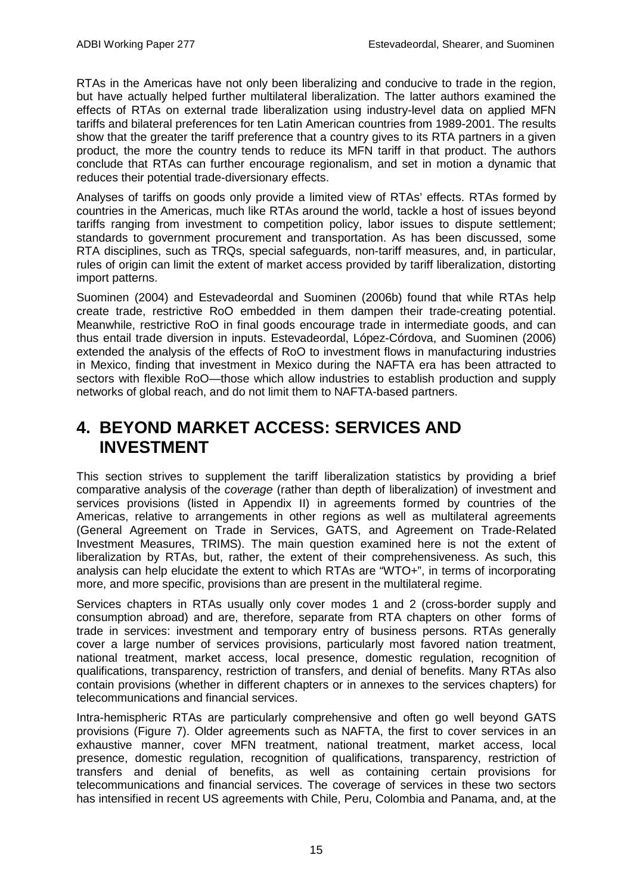RTAs in the Americas have not only been liberalizing and conducive to trade in the region, but have actually helped further multilateral liberalization. The latter authors examined the effects of RTAs on external trade liberalization using industry-level data on applied MFN tariffs and bilateral preferences for ten Latin American countries from 1989-2001. The results show that the greater the tariff preference that a country gives to its RTA partners in a given product, the more the country tends to reduce its MFN tariff in that product. The authors conclude that RTAs can further encourage regionalism, and set in motion a dynamic that reduces their potential trade-diversionary effects.

Analyses of tariffs on goods only provide a limited view of RTAs' effects. RTAs formed by countries in the Americas, much like RTAs around the world, tackle a host of issues beyond tariffs ranging from investment to competition policy, labor issues to dispute settlement; standards to government procurement and transportation. As has been discussed, some RTA disciplines, such as TRQs, special safeguards, non-tariff measures, and, in particular, rules of origin can limit the extent of market access provided by tariff liberalization, distorting import patterns.

Suominen (2004) and Estevadeordal and Suominen (2006b) found that while RTAs help create trade, restrictive RoO embedded in them dampen their trade-creating potential. Meanwhile, restrictive RoO in final goods encourage trade in intermediate goods, and can thus entail trade diversion in inputs. Estevadeordal, López-Córdova, and Suominen (2006) extended the analysis of the effects of RoO to investment flows in manufacturing industries in Mexico, finding that investment in Mexico during the NAFTA era has been attracted to sectors with flexible RoO—those which allow industries to establish production and supply networks of global reach, and do not limit them to NAFTA-based partners.

# 4. BEYOND MARKET ACCESS: SERVICES AND INVESTMENT

This section strives to supplement the tariff liberalization statistics by providing a brief comparative analysis of the *coverage* (rather than depth of liberalization) of investment and services provisions (listed in Appendix II) in agreements formed by countries of the Americas, relative to arrangements in other regions as well as multilateral agreements (General Agreement on Trade in Services, GATS, and Agreement on Trade-Related Investment Measures, TRIMS). The main question examined here is not the extent of liberalization by RTAs, but, rather, the extent of their comprehensiveness. As such, this analysis can help elucidate the extent to which RTAs are "WTO+", in terms of incorporating more, and more specific, provisions than are present in the multilateral regime.

Services chapters in RTAs usually only cover modes 1 and 2 (cross-border supply and consumption abroad) and are, therefore, separate from RTA chapters on other forms of trade in services: investment and temporary entry of business persons. RTAs generally cover a large number of services provisions, particularly most favored nation treatment, national treatment, market access, local presence, domestic regulation, recognition of qualifications, transparency, restriction of transfers, and denial of benefits. Many RTAs also contain provisions (whether in different chapters or in annexes to the services chapters) for telecommunications and financial services.

Intra-hemispheric RTAs are particularly comprehensive and often go well beyond GATS provisions (Figure 7). Older agreements such as NAFTA, the first to cover services in an exhaustive manner, cover MFN treatment, national treatment, market access, local presence, domestic regulation, recognition of qualifications, transparency, restriction of transfers and denial of benefits, as well as containing certain provisions for telecommunications and financial services. The coverage of services in these two sectors has intensified in recent US agreements with Chile, Peru, Colombia and Panama, and, at the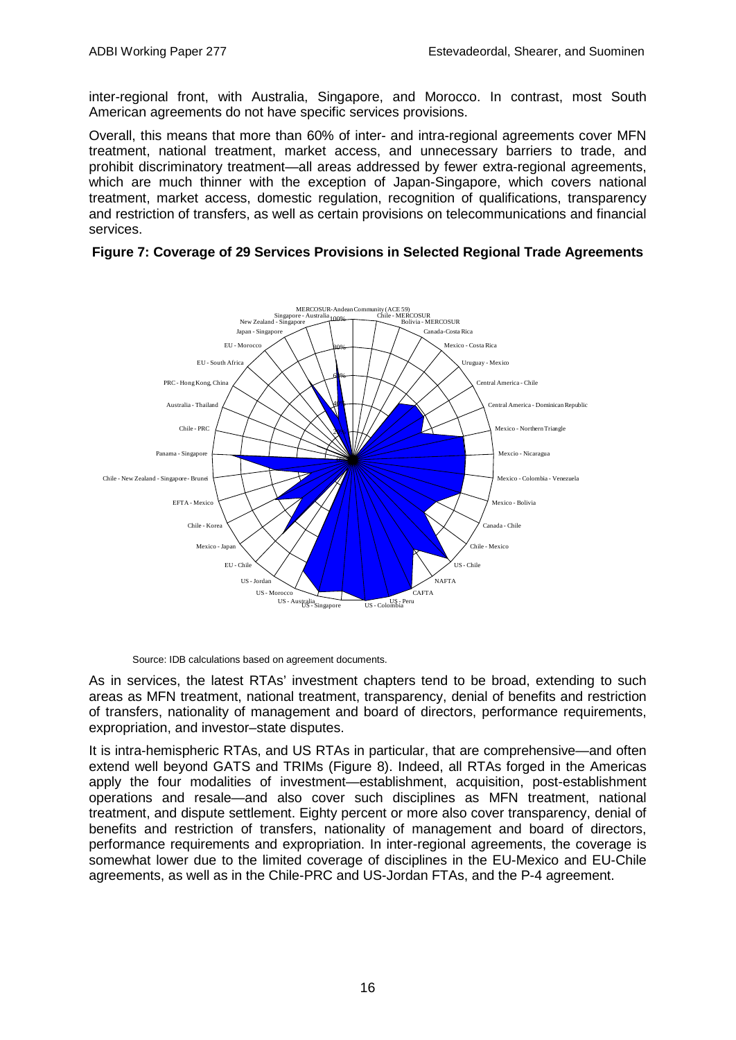inter-regional front, with Australia, Singapore, and Morocco. In contrast, most South American agreements do not have specific services provisions.

Overall, this means that more than 60% of inter- and intra-regional agreements cover MFN treatment, national treatment, market access, and unnecessary barriers to trade, and prohibit discriminatory treatment—all areas addressed by fewer extra-regional agreements, which are much thinner with the exception of Japan-Singapore, which covers national treatment, market access, domestic regulation, recognition of qualifications, transparency and restriction of transfers, as well as certain provisions on telecommunications and financial services.

**Figure 7: Coverage of 29 Services Provisions in Selected Regional Trade Agreements**

Source: IDB calculations based on agreement documents.

As in services, the latest RTAs' investment chapters tend to be broad, extending to such areas as MFN treatment, national treatment, transparency, denial of benefits and restriction of transfers, nationality of management and board of directors, performance requirements, expropriation, and investor–state disputes.

It is intra-hemispheric RTAs, and US RTAs in particular, that are comprehensive—and often extend well beyond GATS and TRIMs (Figure 8). Indeed, all RTAs forged in the Americas apply the four modalities of investment—establishment, acquisition, post-establishment operations and resale—and also cover such disciplines as MFN treatment, national treatment, and dispute settlement. Eighty percent or more also cover transparency, denial of benefits and restriction of transfers, nationality of management and board of directors, performance requirements and expropriation. In inter-regional agreements, the coverage is somewhat lower due to the limited coverage of disciplines in the EU-Mexico and EU-Chile agreements, as well as in the Chile-PRC and US-Jordan FTAs, and the P-4 agreement.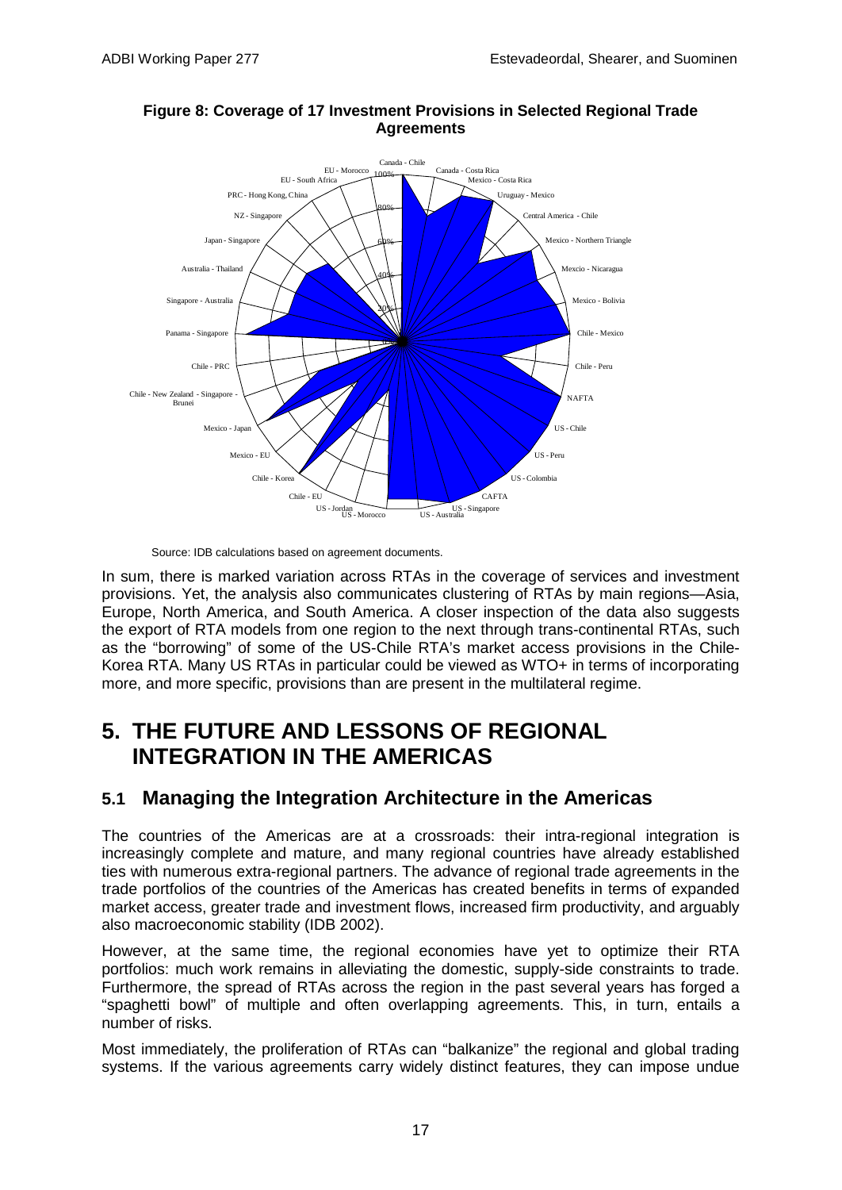**Figure 8: Coverage of 17 Investment Provisions in Selected Regional Trade Agreements**

Source: IDB calculations based on agreement documents.

In sum, there is marked variation across RTAs in the coverage of services and investment provisions. Yet, the analysis also communicates clustering of RTAs by main regions—Asia, Europe, North America, and South America. A closer inspection of the data also suggests the export of RTA models from one region to the next through trans-continental RTAs, such as the "borrowing" of some of the US-Chile RTA's market access provisions in the Chile-Korea RTA. Many US RTAs in particular could be viewed as WTO+ in terms of incorporating more, and more specific, provisions than are present in the multilateral regime.

# 5. THE FUTURE AND LESSONS OF REGIONAL INTEGRATION IN THE AMERICAS

## 5.1 Managing the Integration Architecture in the Americas

The countries of the Americas are at a crossroads: their intra-regional integration is increasingly complete and mature, and many regional countries have already established ties with numerous extra-regional partners. The advance of regional trade agreements in the trade portfolios of the countries of the Americas has created benefits in terms of expanded market access, greater trade and investment flows, increased firm productivity, and arguably also macroeconomic stability (IDB 2002).

However, at the same time, the regional economies have yet to optimize their RTA portfolios: much work remains in alleviating the domestic, supply-side constraints to trade. Furthermore, the spread of RTAs across the region in the past several years has forged a "spaghetti bowl" of multiple and often overlapping agreements. This, in turn, entails a number of risks.

Most immediately, the proliferation of RTAs can "balkanize" the regional and global trading systems. If the various agreements carry widely distinct features, they can impose undue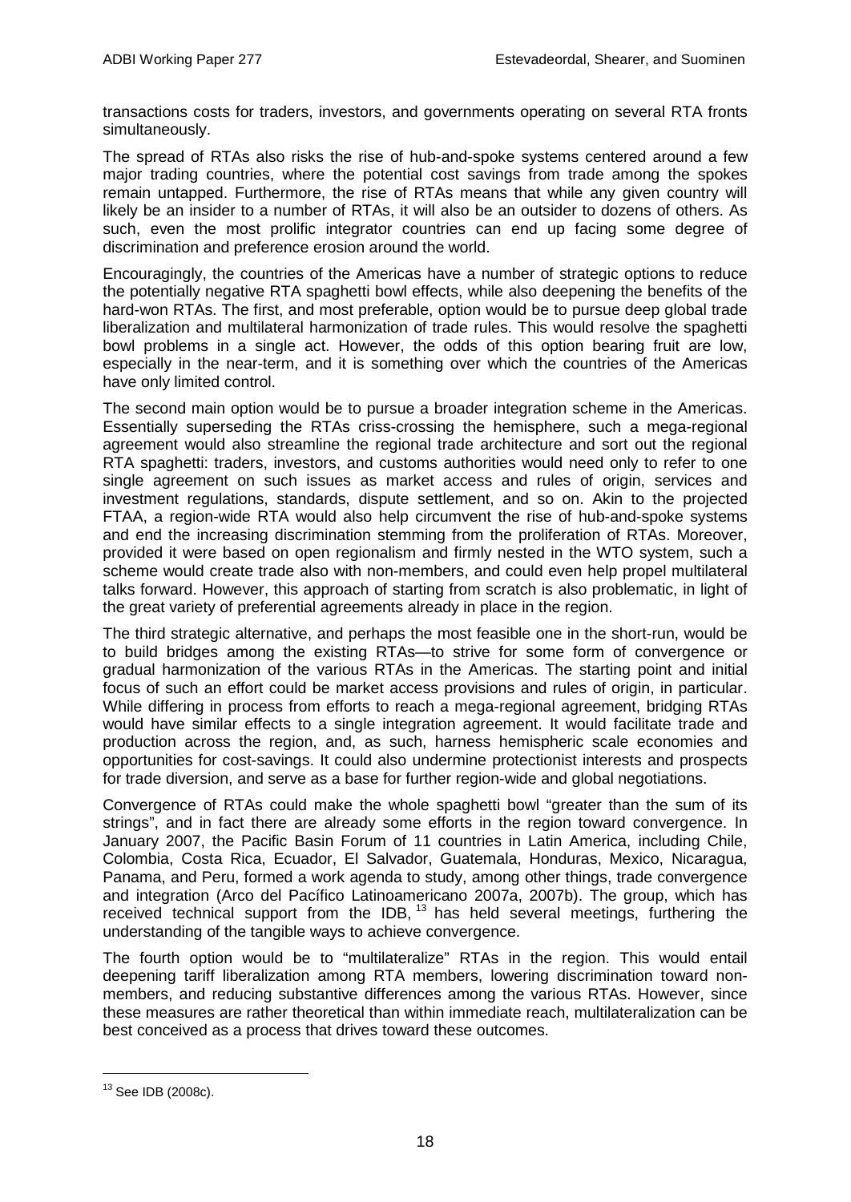transactions costs for traders, investors, and governments operating on several RTA fronts simultaneously.

The spread of RTAs also risks the rise of hub-and-spoke systems centered around a few major trading countries, where the potential cost savings from trade among the spokes remain untapped. Furthermore, the rise of RTAs means that while any given country will likely be an insider to a number of RTAs, it will also be an outsider to dozens of others. As such, even the most prolific integrator countries can end up facing some degree of discrimination and preference erosion around the world.

Encouragingly, the countries of the Americas have a number of strategic options to reduce the potentially negative RTA spaghetti bowl effects, while also deepening the benefits of the hard-won RTAs. The first, and most preferable, option would be to pursue deep global trade liberalization and multilateral harmonization of trade rules. This would resolve the spaghetti bowl problems in a single act. However, the odds of this option bearing fruit are low, especially in the near-term, and it is something over which the countries of the Americas have only limited control.

The second main option would be to pursue a broader integration scheme in the Americas. Essentially superseding the RTAs criss-crossing the hemisphere, such a mega-regional agreement would also streamline the regional trade architecture and sort out the regional RTA spaghetti: traders, investors, and customs authorities would need only to refer to one single agreement on such issues as market access and rules of origin, services and investment regulations, standards, dispute settlement, and so on. Akin to the projected FTAA, a region-wide RTA would also help circumvent the rise of hub-and-spoke systems and end the increasing discrimination stemming from the proliferation of RTAs. Moreover, provided it were based on open regionalism and firmly nested in the WTO system, such a scheme would create trade also with non-members, and could even help propel multilateral talks forward. However, this approach of starting from scratch is also problematic, in light of the great variety of preferential agreements already in place in the region.

The third strategic alternative, and perhaps the most feasible one in the short-run, would be to build bridges among the existing RTAs—to strive for some form of convergence or gradual harmonization of the various RTAs in the Americas. The starting point and initial focus of such an effort could be market access provisions and rules of origin, in particular. While differing in process from efforts to reach a mega-regional agreement, bridging RTAs would have similar effects to a single integration agreement. It would facilitate trade and production across the region, and, as such, harness hemispheric scale economies and opportunities for cost-savings. It could also undermine protectionist interests and prospects for trade diversion, and serve as a base for further region-wide and global negotiations.

Convergence of RTAs could make the whole spaghetti bowl "greater than the sum of its strings", and in fact there are already some efforts in the region toward convergence. In January 2007, the Pacific Basin Forum of 11 countries in Latin America, including Chile, Colombia, Costa Rica, Ecuador, El Salvador, Guatemala, Honduras, Mexico, Nicaragua, Panama, and Peru, formed a work agenda to study, among other things, trade convergence and integration (Arco del Pacífico Latinoamericano 2007a, 2007b). The group, which has received technical support from the IDB, [13] has held several meetings, furthering the understanding of the tangible ways to achieve convergence.

The fourth option would be to "multilateralize" RTAs in the region. This would entail deepening tariff liberalization among RTA members, lowering discrimination toward non-members, and reducing substantive differences among the various RTAs. However, since these measures are rather theoretical than within immediate reach, multilateralization can be best conceived as a process that drives toward these outcomes.

[13] See IDB (2008c).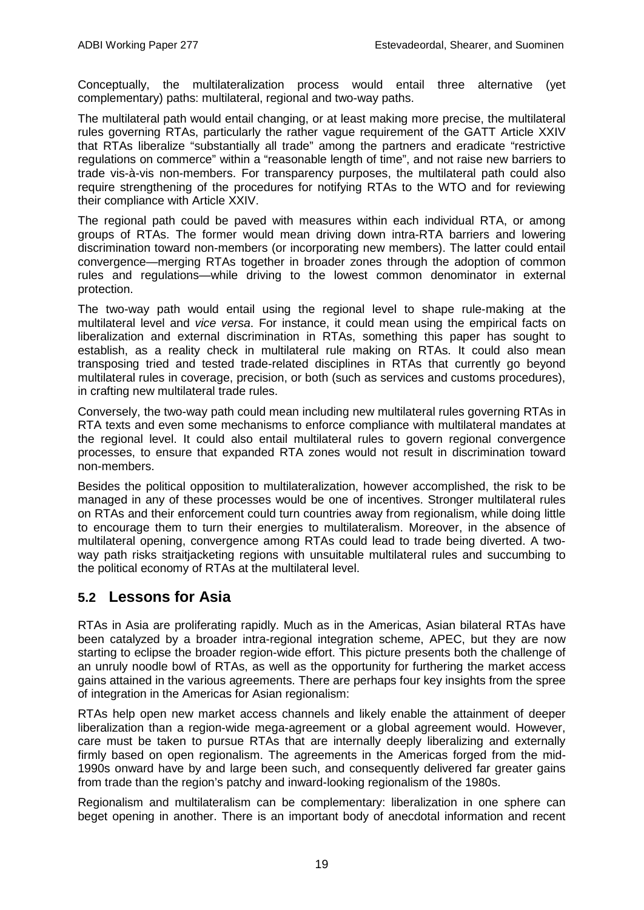Conceptually, the multilateralization process would entail three alternative (yet complementary) paths: multilateral, regional and two-way paths.

The multilateral path would entail changing, or at least making more precise, the multilateral rules governing RTAs, particularly the rather vague requirement of the GATT Article XXIV that RTAs liberalize "substantially all trade" among the partners and eradicate "restrictive regulations on commerce" within a "reasonable length of time", and not raise new barriers to trade vis-à-vis non-members. For transparency purposes, the multilateral path could also require strengthening of the procedures for notifying RTAs to the WTO and for reviewing their compliance with Article XXIV.

The regional path could be paved with measures within each individual RTA, or among groups of RTAs. The former would mean driving down intra-RTA barriers and lowering discrimination toward non-members (or incorporating new members). The latter could entail convergence—merging RTAs together in broader zones through the adoption of common rules and regulations—while driving to the lowest common denominator in external protection.

The two-way path would entail using the regional level to shape rule-making at the multilateral level and *vice versa*. For instance, it could mean using the empirical facts on liberalization and external discrimination in RTAs, something this paper has sought to establish, as a reality check in multilateral rule making on RTAs. It could also mean transposing tried and tested trade-related disciplines in RTAs that currently go beyond multilateral rules in coverage, precision, or both (such as services and customs procedures), in crafting new multilateral trade rules.

Conversely, the two-way path could mean including new multilateral rules governing RTAs in RTA texts and even some mechanisms to enforce compliance with multilateral mandates at the regional level. It could also entail multilateral rules to govern regional convergence processes, to ensure that expanded RTA zones would not result in discrimination toward non-members.

Besides the political opposition to multilateralization, however accomplished, the risk to be managed in any of these processes would be one of incentives. Stronger multilateral rules on RTAs and their enforcement could turn countries away from regionalism, while doing little to encourage them to turn their energies to multilateralism. Moreover, in the absence of multilateral opening, convergence among RTAs could lead to trade being diverted. A two-way path risks straitjacketing regions with unsuitable multilateral rules and succumbing to the political economy of RTAs at the multilateral level.

## 5.2 Lessons for Asia

RTAs in Asia are proliferating rapidly. Much as in the Americas, Asian bilateral RTAs have been catalyzed by a broader intra-regional integration scheme, APEC, but they are now starting to eclipse the broader region-wide effort. This picture presents both the challenge of an unruly noodle bowl of RTAs, as well as the opportunity for furthering the market access gains attained in the various agreements. There are perhaps four key insights from the spree of integration in the Americas for Asian regionalism:

RTAs help open new market access channels and likely enable the attainment of deeper liberalization than a region-wide mega-agreement or a global agreement would. However, care must be taken to pursue RTAs that are internally deeply liberalizing and externally firmly based on open regionalism. The agreements in the Americas forged from the mid-1990s onward have by and large been such, and consequently delivered far greater gains from trade than the region's patchy and inward-looking regionalism of the 1980s.

Regionalism and multilateralism can be complementary: liberalization in one sphere can beget opening in another. There is an important body of anecdotal information and recent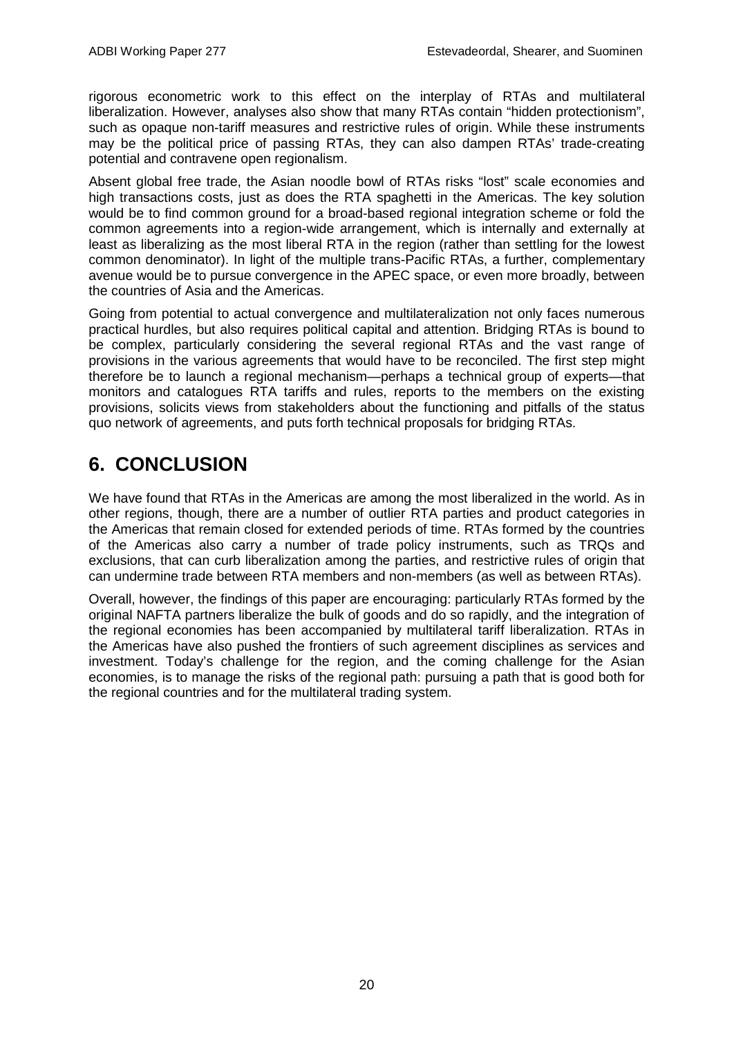rigorous econometric work to this effect on the interplay of RTAs and multilateral liberalization. However, analyses also show that many RTAs contain "hidden protectionism", such as opaque non-tariff measures and restrictive rules of origin. While these instruments may be the political price of passing RTAs, they can also dampen RTAs' trade-creating potential and contravene open regionalism.

Absent global free trade, the Asian noodle bowl of RTAs risks "lost" scale economies and high transactions costs, just as does the RTA spaghetti in the Americas. The key solution would be to find common ground for a broad-based regional integration scheme or fold the common agreements into a region-wide arrangement, which is internally and externally at least as liberalizing as the most liberal RTA in the region (rather than settling for the lowest common denominator). In light of the multiple trans-Pacific RTAs, a further, complementary avenue would be to pursue convergence in the APEC space, or even more broadly, between the countries of Asia and the Americas.

Going from potential to actual convergence and multilateralization not only faces numerous practical hurdles, but also requires political capital and attention. Bridging RTAs is bound to be complex, particularly considering the several regional RTAs and the vast range of provisions in the various agreements that would have to be reconciled. The first step might therefore be to launch a regional mechanism—perhaps a technical group of experts—that monitors and catalogues RTA tariffs and rules, reports to the members on the existing provisions, solicits views from stakeholders about the functioning and pitfalls of the status quo network of agreements, and puts forth technical proposals for bridging RTAs.

# 6. CONCLUSION

We have found that RTAs in the Americas are among the most liberalized in the world. As in other regions, though, there are a number of outlier RTA parties and product categories in the Americas that remain closed for extended periods of time. RTAs formed by the countries of the Americas also carry a number of trade policy instruments, such as TRQs and exclusions, that can curb liberalization among the parties, and restrictive rules of origin that can undermine trade between RTA members and non-members (as well as between RTAs).

Overall, however, the findings of this paper are encouraging: particularly RTAs formed by the original NAFTA partners liberalize the bulk of goods and do so rapidly, and the integration of the regional economies has been accompanied by multilateral tariff liberalization. RTAs in the Americas have also pushed the frontiers of such agreement disciplines as services and investment. Today's challenge for the region, and the coming challenge for the Asian economies, is to manage the risks of the regional path: pursuing a path that is good both for the regional countries and for the multilateral trading system.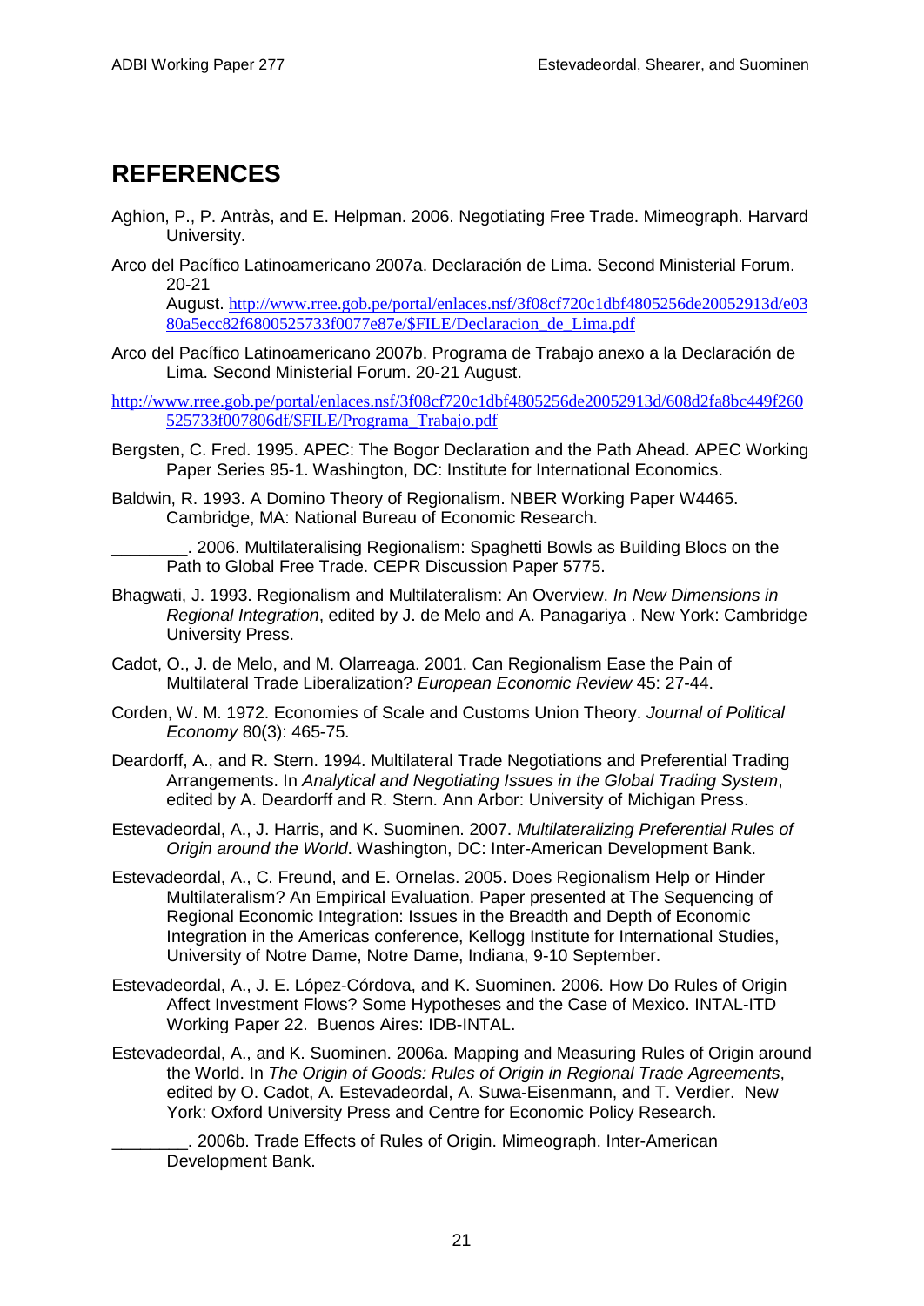# REFERENCES

Aghion, P., P. Antràs, and E. Helpman. 2006. Negotiating Free Trade. Mimeograph. Harvard University.

Arco del Pacífico Latinoamericano 2007a. Declaración de Lima. Second Ministerial Forum. 20-21 August. http://www.rree.gob.pe/portal/enlaces.nsf/3f08cf720c1dbf4805256de20052913d/e0380a5ecc82f6800525733f0077e87e/$FILE/Declaracion_de_Lima.pdf

Arco del Pacífico Latinoamericano 2007b. Programa de Trabajo anexo a la Declaración de Lima. Second Ministerial Forum. 20-21 August.

http://www.rree.gob.pe/portal/enlaces.nsf/3f08cf720c1dbf4805256de20052913d/608d2fa8bc449f260525733f007806df/$FILE/Programa_Trabajo.pdf

Bergsten, C. Fred. 1995. APEC: The Bogor Declaration and the Path Ahead. APEC Working Paper Series 95-1. Washington, DC: Institute for International Economics.

Baldwin, R. 1993. A Domino Theory of Regionalism. NBER Working Paper W4465. Cambridge, MA: National Bureau of Economic Research.

________. 2006. Multilateralising Regionalism: Spaghetti Bowls as Building Blocs on the Path to Global Free Trade. CEPR Discussion Paper 5775.

Bhagwati, J. 1993. Regionalism and Multilateralism: An Overview. *In New Dimensions in Regional Integration*, edited by J. de Melo and A. Panagariya . New York: Cambridge University Press.

Cadot, O., J. de Melo, and M. Olarreaga. 2001. Can Regionalism Ease the Pain of Multilateral Trade Liberalization? *European Economic Review* 45: 27-44.

Corden, W. M. 1972. Economies of Scale and Customs Union Theory. *Journal of Political Economy* 80(3): 465-75.

Deardorff, A., and R. Stern. 1994. Multilateral Trade Negotiations and Preferential Trading Arrangements. In *Analytical and Negotiating Issues in the Global Trading System*, edited by A. Deardorff and R. Stern. Ann Arbor: University of Michigan Press.

Estevadeordal, A., J. Harris, and K. Suominen. 2007. *Multilateralizing Preferential Rules of Origin around the World*. Washington, DC: Inter-American Development Bank.

Estevadeordal, A., C. Freund, and E. Ornelas. 2005. Does Regionalism Help or Hinder Multilateralism? An Empirical Evaluation. Paper presented at The Sequencing of Regional Economic Integration: Issues in the Breadth and Depth of Economic Integration in the Americas conference, Kellogg Institute for International Studies, University of Notre Dame, Notre Dame, Indiana, 9-10 September.

Estevadeordal, A., J. E. López-Córdova, and K. Suominen. 2006. How Do Rules of Origin Affect Investment Flows? Some Hypotheses and the Case of Mexico. INTAL-ITD Working Paper 22. Buenos Aires: IDB-INTAL.

Estevadeordal, A., and K. Suominen. 2006a. Mapping and Measuring Rules of Origin around the World. In *The Origin of Goods: Rules of Origin in Regional Trade Agreements*, edited by O. Cadot, A. Estevadeordal, A. Suwa-Eisenmann, and T. Verdier. New York: Oxford University Press and Centre for Economic Policy Research.

________. 2006b. Trade Effects of Rules of Origin. Mimeograph. Inter-American Development Bank.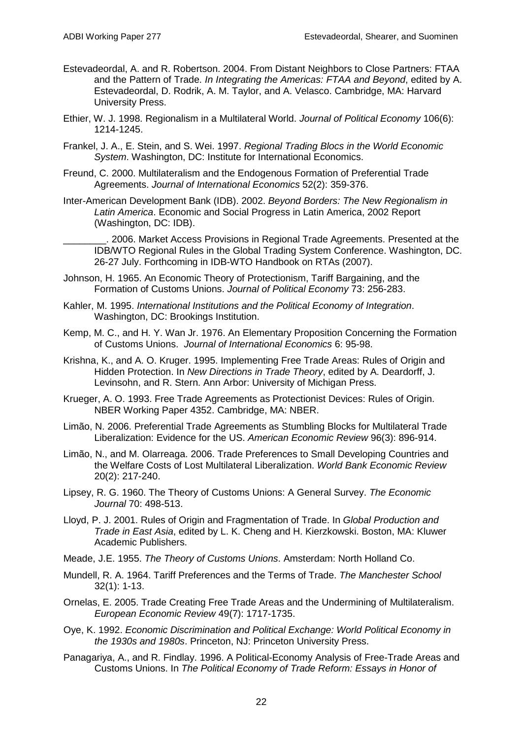Estevadeordal, A. and R. Robertson. 2004. From Distant Neighbors to Close Partners: FTAA and the Pattern of Trade. *In Integrating the Americas: FTAA and Beyond*, edited by A. Estevadeordal, D. Rodrik, A. M. Taylor, and A. Velasco. Cambridge, MA: Harvard University Press.

Ethier, W. J. 1998. Regionalism in a Multilateral World. *Journal of Political Economy* 106(6): 1214-1245.

Frankel, J. A., E. Stein, and S. Wei. 1997. *Regional Trading Blocs in the World Economic System*. Washington, DC: Institute for International Economics.

Freund, C. 2000. Multilateralism and the Endogenous Formation of Preferential Trade Agreements. *Journal of International Economics* 52(2): 359-376.

Inter-American Development Bank (IDB). 2002. *Beyond Borders: The New Regionalism in Latin America*. Economic and Social Progress in Latin America, 2002 Report (Washington, DC: IDB).

________. 2006. Market Access Provisions in Regional Trade Agreements. Presented at the IDB/WTO Regional Rules in the Global Trading System Conference. Washington, DC. 26-27 July. Forthcoming in IDB-WTO Handbook on RTAs (2007).

Johnson, H. 1965. An Economic Theory of Protectionism, Tariff Bargaining, and the Formation of Customs Unions. *Journal of Political Economy* 73: 256-283.

Kahler, M. 1995. *International Institutions and the Political Economy of Integration*. Washington, DC: Brookings Institution.

Kemp, M. C., and H. Y. Wan Jr. 1976. An Elementary Proposition Concerning the Formation of Customs Unions. *Journal of International Economics* 6: 95-98.

Krishna, K., and A. O. Kruger. 1995. Implementing Free Trade Areas: Rules of Origin and Hidden Protection. In *New Directions in Trade Theory*, edited by A. Deardorff, J. Levinsohn, and R. Stern. Ann Arbor: University of Michigan Press.

Krueger, A. O. 1993. Free Trade Agreements as Protectionist Devices: Rules of Origin. NBER Working Paper 4352. Cambridge, MA: NBER.

Limão, N. 2006. Preferential Trade Agreements as Stumbling Blocks for Multilateral Trade Liberalization: Evidence for the US. *American Economic Review* 96(3): 896-914.

Limão, N., and M. Olarreaga. 2006. Trade Preferences to Small Developing Countries and the Welfare Costs of Lost Multilateral Liberalization. *World Bank Economic Review* 20(2): 217-240.

Lipsey, R. G. 1960. The Theory of Customs Unions: A General Survey. *The Economic Journal* 70: 498-513.

Lloyd, P. J. 2001. Rules of Origin and Fragmentation of Trade. In *Global Production and Trade in East Asia*, edited by L. K. Cheng and H. Kierzkowski. Boston, MA: Kluwer Academic Publishers.

Meade, J.E. 1955. *The Theory of Customs Unions*. Amsterdam: North Holland Co.

Mundell, R. A. 1964. Tariff Preferences and the Terms of Trade. *The Manchester School* 32(1): 1-13.

Ornelas, E. 2005. Trade Creating Free Trade Areas and the Undermining of Multilateralism. *European Economic Review* 49(7): 1717-1735.

Oye, K. 1992. *Economic Discrimination and Political Exchange: World Political Economy in the 1930s and 1980s*. Princeton, NJ: Princeton University Press.

Panagariya, A., and R. Findlay. 1996. A Political-Economy Analysis of Free-Trade Areas and Customs Unions. In *The Political Economy of Trade Reform: Essays in Honor of*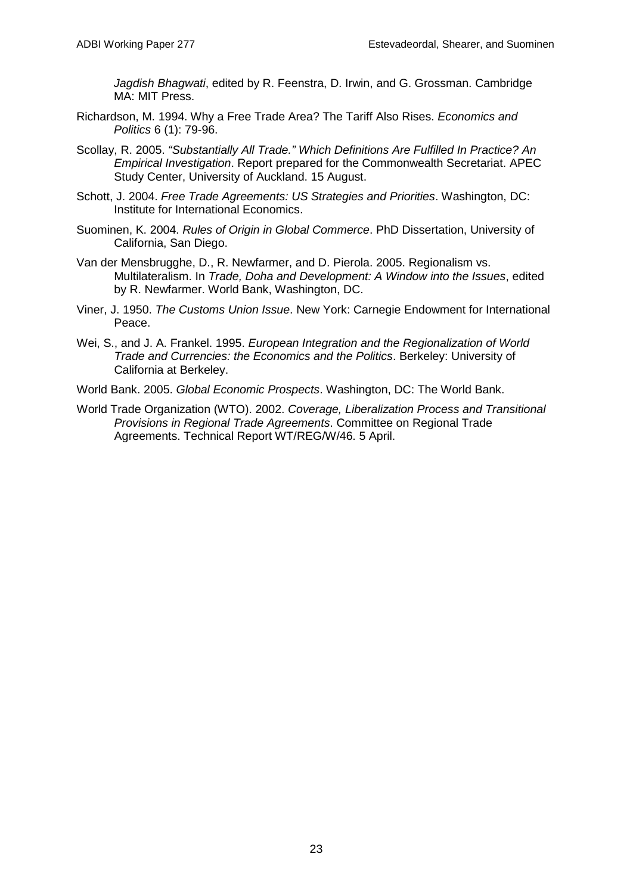*Jagdish Bhagwati*, edited by R. Feenstra, D. Irwin, and G. Grossman. Cambridge MA: MIT Press.

Richardson, M. 1994. Why a Free Trade Area? The Tariff Also Rises. *Economics and Politics* 6 (1): 79-96.

Scollay, R. 2005. *"Substantially All Trade." Which Definitions Are Fulfilled In Practice? An Empirical Investigation*. Report prepared for the Commonwealth Secretariat. APEC Study Center, University of Auckland. 15 August.

Schott, J. 2004. *Free Trade Agreements: US Strategies and Priorities*. Washington, DC: Institute for International Economics.

Suominen, K. 2004. *Rules of Origin in Global Commerce*. PhD Dissertation, University of California, San Diego.

Van der Mensbrugghe, D., R. Newfarmer, and D. Pierola. 2005. Regionalism vs. Multilateralism. In *Trade, Doha and Development: A Window into the Issues*, edited by R. Newfarmer. World Bank, Washington, DC.

Viner, J. 1950. *The Customs Union Issue*. New York: Carnegie Endowment for International Peace.

Wei, S., and J. A. Frankel. 1995. *European Integration and the Regionalization of World Trade and Currencies: the Economics and the Politics*. Berkeley: University of California at Berkeley.

World Bank. 2005. *Global Economic Prospects*. Washington, DC: The World Bank.

World Trade Organization (WTO). 2002. *Coverage, Liberalization Process and Transitional Provisions in Regional Trade Agreements*. Committee on Regional Trade Agreements. Technical Report WT/REG/W/46. 5 April.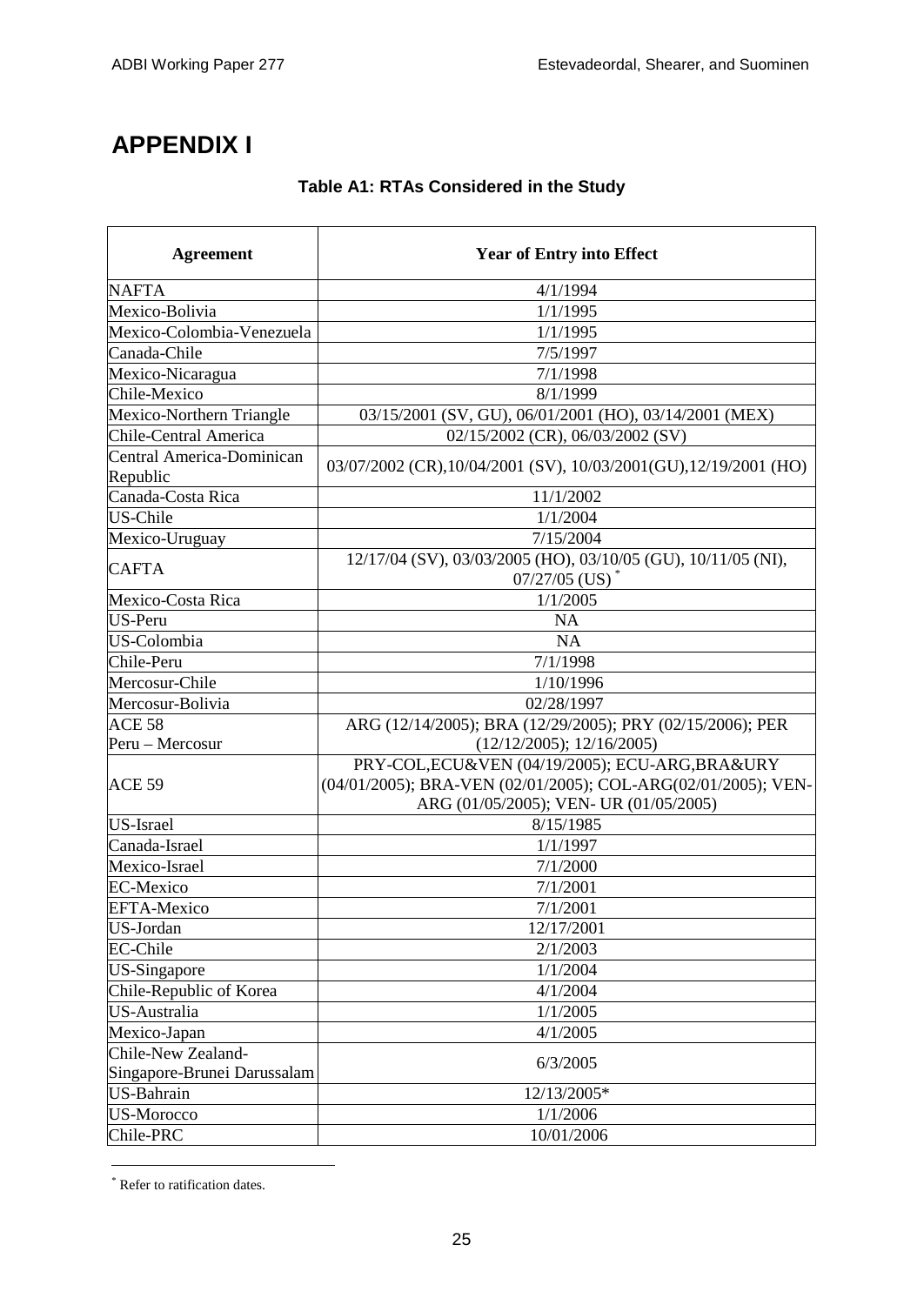# APPENDIX I

**Table A1: RTAs Considered in the Study**

| Agreement | Year of Entry into Effect |
|---|---|
| NAFTA | 4/1/1994 |
| Mexico-Bolivia | 1/1/1995 |
| Mexico-Colombia-Venezuela | 1/1/1995 |
| Canada-Chile | 7/5/1997 |
| Mexico-Nicaragua | 7/1/1998 |
| Chile-Mexico | 8/1/1999 |
| Mexico-Northern Triangle | 03/15/2001 (SV, GU), 06/01/2001 (HO), 03/14/2001 (MEX) |
| Chile-Central America | 02/15/2002 (CR), 06/03/2002 (SV) |
| Central America-Dominican Republic | 03/07/2002 (CR),10/04/2001 (SV), 10/03/2001(GU),12/19/2001 (HO) |
| Canada-Costa Rica | 11/1/2002 |
| US-Chile | 1/1/2004 |
| Mexico-Uruguay | 7/15/2004 |
| CAFTA | 12/17/04 (SV), 03/03/2005 (HO), 03/10/05 (GU), 10/11/05 (NI), 07/27/05 (US) * |
| Mexico-Costa Rica | 1/1/2005 |
| US-Peru | NA |
| US-Colombia | NA |
| Chile-Peru | 7/1/1998 |
| Mercosur-Chile | 1/10/1996 |
| Mercosur-Bolivia | 02/28/1997 |
| ACE 58 Peru – Mercosur | ARG (12/14/2005); BRA (12/29/2005); PRY (02/15/2006); PER (12/12/2005); 12/16/2005) |
| ACE 59 | PRY-COL,ECU&VEN (04/19/2005); ECU-ARG,BRA&URY (04/01/2005); BRA-VEN (02/01/2005); COL-ARG(02/01/2005); VEN-ARG (01/05/2005); VEN- UR (01/05/2005) |
| US-Israel | 8/15/1985 |
| Canada-Israel | 1/1/1997 |
| Mexico-Israel | 7/1/2000 |
| EC-Mexico | 7/1/2001 |
| EFTA-Mexico | 7/1/2001 |
| US-Jordan | 12/17/2001 |
| EC-Chile | 2/1/2003 |
| US-Singapore | 1/1/2004 |
| Chile-Republic of Korea | 4/1/2004 |
| US-Australia | 1/1/2005 |
| Mexico-Japan | 4/1/2005 |
| Chile-New Zealand-Singapore-Brunei Darussalam | 6/3/2005 |
| US-Bahrain | 12/13/2005* |
| US-Morocco | 1/1/2006 |
| Chile-PRC | 10/01/2006 |

* Refer to ratification dates.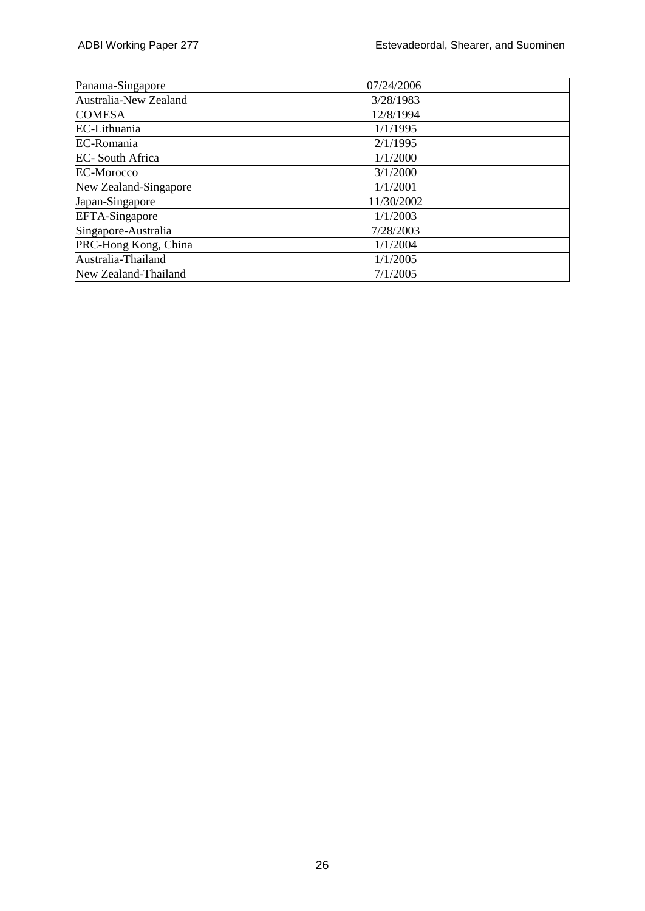| | |
|---|---|
| Panama-Singapore | 07/24/2006 |
| Australia-New Zealand | 3/28/1983 |
| COMESA | 12/8/1994 |
| EC-Lithuania | 1/1/1995 |
| EC-Romania | 2/1/1995 |
| EC- South Africa | 1/1/2000 |
| EC-Morocco | 3/1/2000 |
| New Zealand-Singapore | 1/1/2001 |
| Japan-Singapore | 11/30/2002 |
| EFTA-Singapore | 1/1/2003 |
| Singapore-Australia | 7/28/2003 |
| PRC-Hong Kong, China | 1/1/2004 |
| Australia-Thailand | 1/1/2005 |
| New Zealand-Thailand | 7/1/2005 |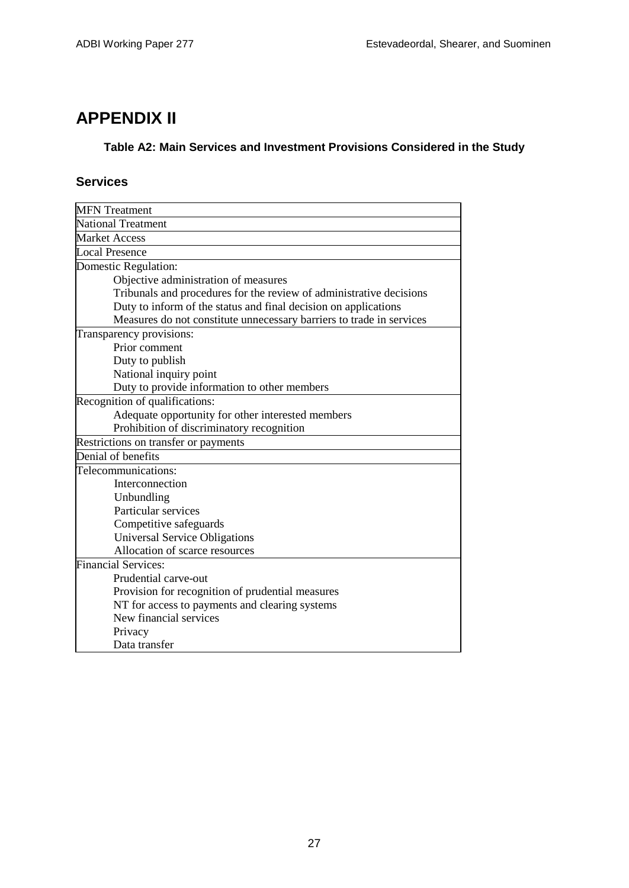# APPENDIX II

**Table A2: Main Services and Investment Provisions Considered in the Study**

## Services

| |
|---|
| MFN Treatment |
| National Treatment |
| Market Access |
| Local Presence |
| Domestic Regulation:<br>Objective administration of measures<br>Tribunals and procedures for the review of administrative decisions<br>Duty to inform of the status and final decision on applications<br>Measures do not constitute unnecessary barriers to trade in services |
| Transparency provisions:<br>Prior comment<br>Duty to publish<br>National inquiry point<br>Duty to provide information to other members |
| Recognition of qualifications:<br>Adequate opportunity for other interested members<br>Prohibition of discriminatory recognition |
| Restrictions on transfer or payments |
| Denial of benefits |
| Telecommunications:<br>Interconnection<br>Unbundling<br>Particular services<br>Competitive safeguards<br>Universal Service Obligations<br>Allocation of scarce resources |
| Financial Services:<br>Prudential carve-out<br>Provision for recognition of prudential measures<br>NT for access to payments and clearing systems<br>New financial services<br>Privacy<br>Data transfer |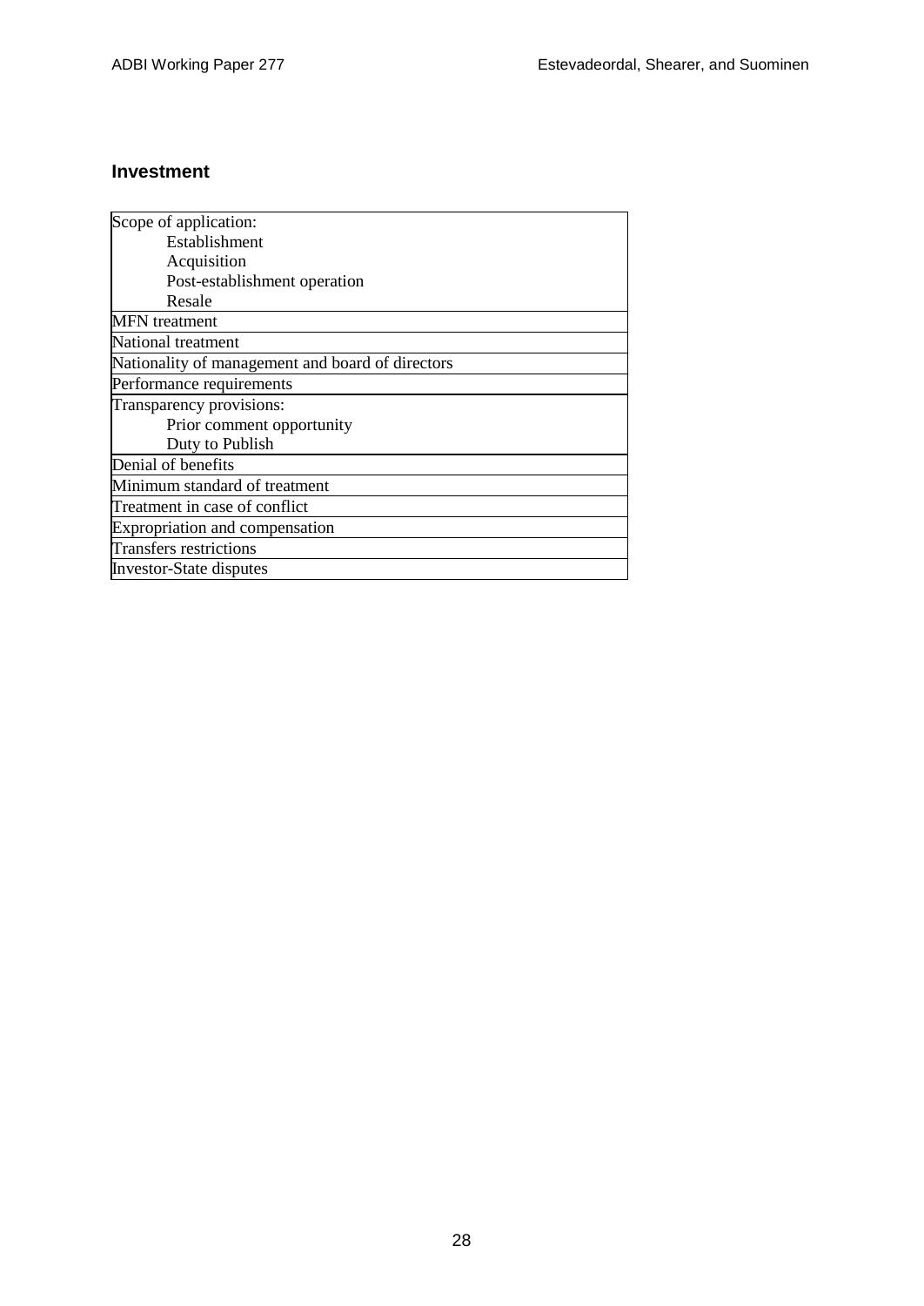### Investment

| |
|---|
| Scope of application:<br>Establishment<br>Acquisition<br>Post-establishment operation<br>Resale |
| MFN treatment |
| National treatment |
| Nationality of management and board of directors |
| Performance requirements |
| Transparency provisions:<br>Prior comment opportunity<br>Duty to Publish |
| Denial of benefits |
| Minimum standard of treatment |
| Treatment in case of conflict |
| Expropriation and compensation |
| Transfers restrictions |
| Investor-State disputes |